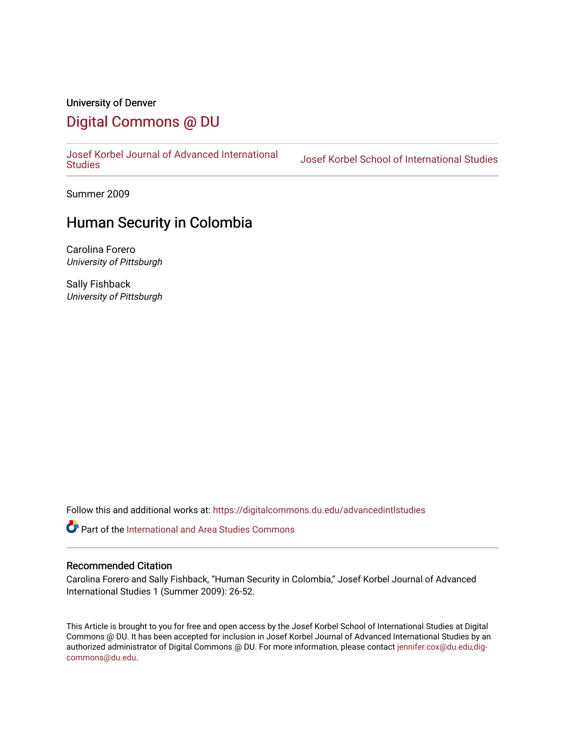University of Denver

# Digital Commons @ DU

Josef Korbel Journal of Advanced International Studies | Josef Korbel School of International Studies

Summer 2009

## Human Security in Colombia

Carolina Forero
*University of Pittsburgh*

Sally Fishback
*University of Pittsburgh*

Follow this and additional works at: https://digitalcommons.du.edu/advancedintlstudies

Part of the International and Area Studies Commons

### Recommended Citation

Carolina Forero and Sally Fishback, "Human Security in Colombia," Josef Korbel Journal of Advanced International Studies 1 (Summer 2009): 26-52.

This Article is brought to you for free and open access by the Josef Korbel School of International Studies at Digital Commons @ DU. It has been accepted for inclusion in Josef Korbel Journal of Advanced International Studies by an authorized administrator of Digital Commons @ DU. For more information, please contact jennifer.cox@du.edu,dig-commons@du.edu.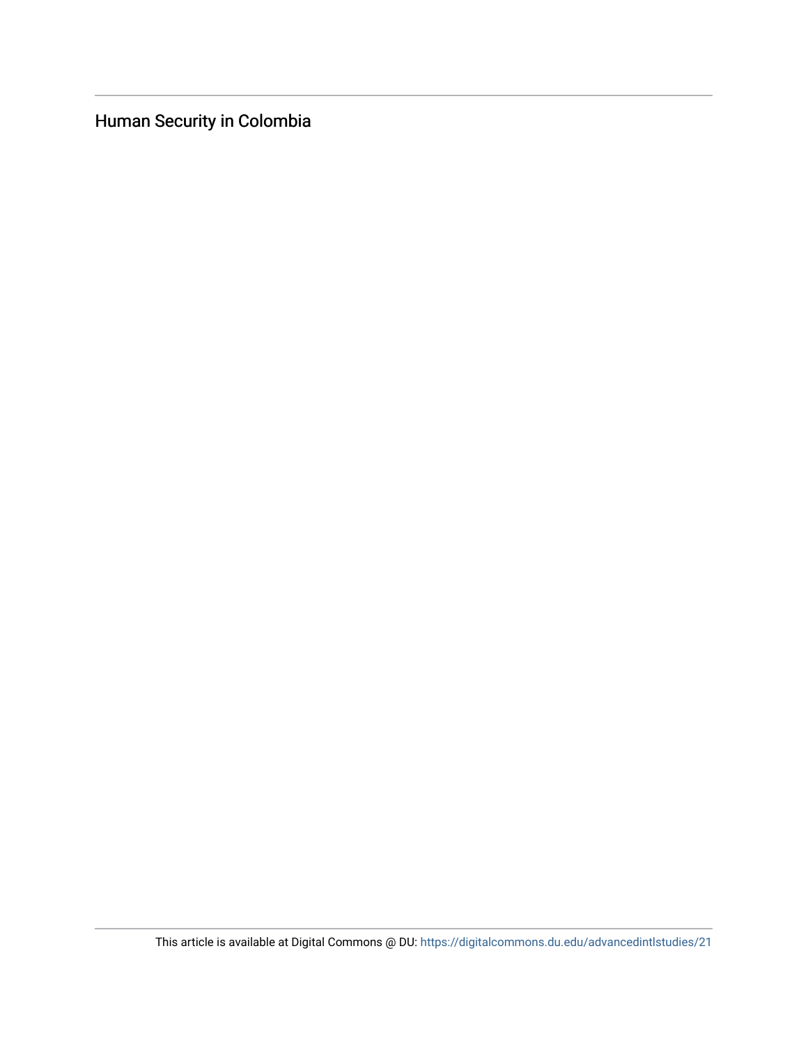Human Security in Colombia

This article is available at Digital Commons @ DU: https://digitalcommons.du.edu/advancedintlstudies/21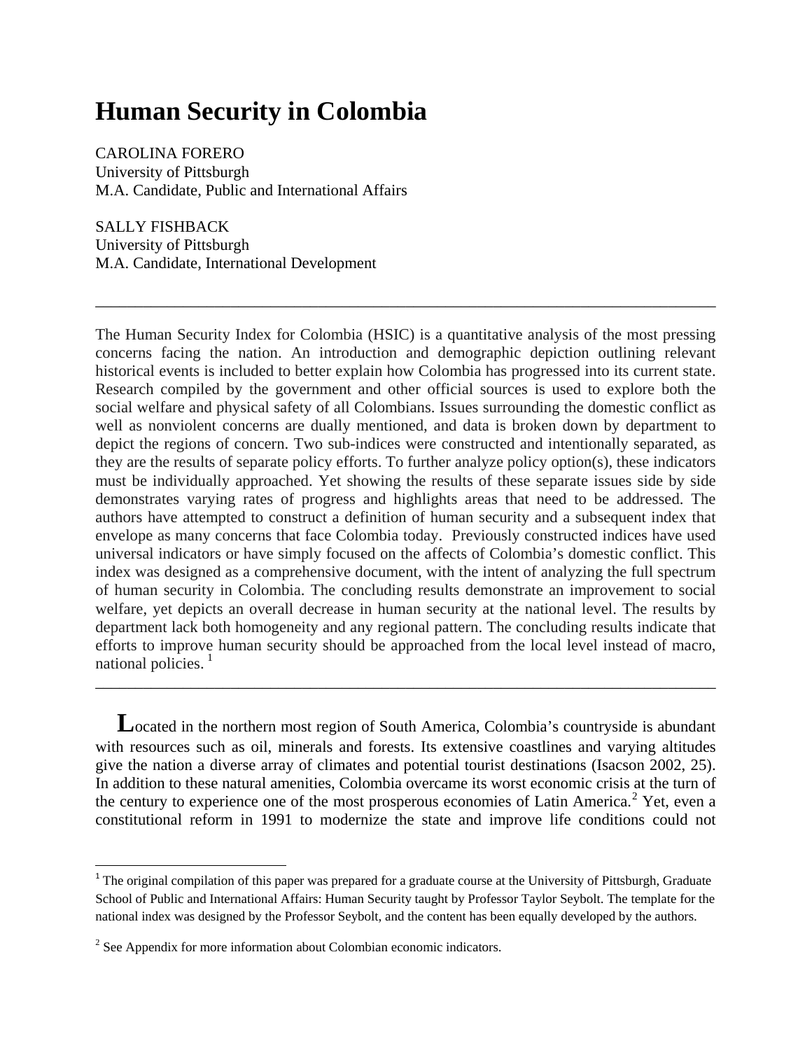# Human Security in Colombia

CAROLINA FORERO
University of Pittsburgh
M.A. Candidate, Public and International Affairs

SALLY FISHBACK
University of Pittsburgh
M.A. Candidate, International Development

---

The Human Security Index for Colombia (HSIC) is a quantitative analysis of the most pressing concerns facing the nation. An introduction and demographic depiction outlining relevant historical events is included to better explain how Colombia has progressed into its current state. Research compiled by the government and other official sources is used to explore both the social welfare and physical safety of all Colombians. Issues surrounding the domestic conflict as well as nonviolent concerns are dually mentioned, and data is broken down by department to depict the regions of concern. Two sub-indices were constructed and intentionally separated, as they are the results of separate policy efforts. To further analyze policy option(s), these indicators must be individually approached. Yet showing the results of these separate issues side by side demonstrates varying rates of progress and highlights areas that need to be addressed. The authors have attempted to construct a definition of human security and a subsequent index that envelope as many concerns that face Colombia today. Previously constructed indices have used universal indicators or have simply focused on the affects of Colombia's domestic conflict. This index was designed as a comprehensive document, with the intent of analyzing the full spectrum of human security in Colombia. The concluding results demonstrate an improvement to social welfare, yet depicts an overall decrease in human security at the national level. The results by department lack both homogeneity and any regional pattern. The concluding results indicate that efforts to improve human security should be approached from the local level instead of macro, national policies. [1]

---

Located in the northern most region of South America, Colombia's countryside is abundant with resources such as oil, minerals and forests. Its extensive coastlines and varying altitudes give the nation a diverse array of climates and potential tourist destinations (Isacson 2002, 25). In addition to these natural amenities, Colombia overcame its worst economic crisis at the turn of the century to experience one of the most prosperous economies of Latin America.[2] Yet, even a constitutional reform in 1991 to modernize the state and improve life conditions could not

---

[1] The original compilation of this paper was prepared for a graduate course at the University of Pittsburgh, Graduate School of Public and International Affairs: Human Security taught by Professor Taylor Seybolt. The template for the national index was designed by the Professor Seybolt, and the content has been equally developed by the authors.

[2] See Appendix for more information about Colombian economic indicators.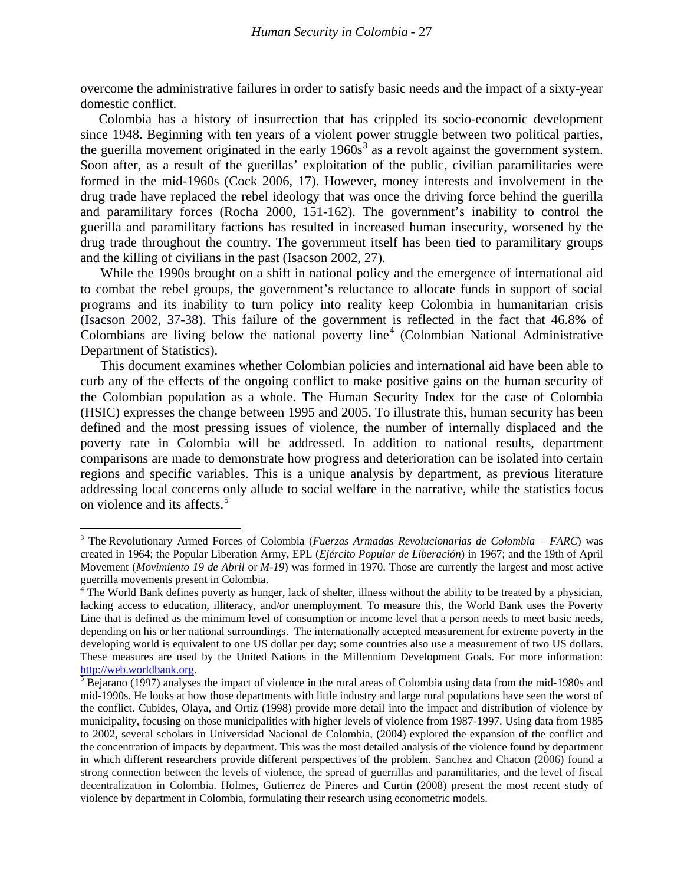overcome the administrative failures in order to satisfy basic needs and the impact of a sixty-year domestic conflict.

Colombia has a history of insurrection that has crippled its socio-economic development since 1948. Beginning with ten years of a violent power struggle between two political parties, the guerilla movement originated in the early 1960s[3] as a revolt against the government system. Soon after, as a result of the guerillas' exploitation of the public, civilian paramilitaries were formed in the mid-1960s (Cock 2006, 17). However, money interests and involvement in the drug trade have replaced the rebel ideology that was once the driving force behind the guerilla and paramilitary forces (Rocha 2000, 151-162). The government's inability to control the guerilla and paramilitary factions has resulted in increased human insecurity, worsened by the drug trade throughout the country. The government itself has been tied to paramilitary groups and the killing of civilians in the past (Isacson 2002, 27).

While the 1990s brought on a shift in national policy and the emergence of international aid to combat the rebel groups, the government's reluctance to allocate funds in support of social programs and its inability to turn policy into reality keep Colombia in humanitarian crisis (Isacson 2002, 37-38). This failure of the government is reflected in the fact that 46.8% of Colombians are living below the national poverty line[4] (Colombian National Administrative Department of Statistics).

This document examines whether Colombian policies and international aid have been able to curb any of the effects of the ongoing conflict to make positive gains on the human security of the Colombian population as a whole. The Human Security Index for the case of Colombia (HSIC) expresses the change between 1995 and 2005. To illustrate this, human security has been defined and the most pressing issues of violence, the number of internally displaced and the poverty rate in Colombia will be addressed. In addition to national results, department comparisons are made to demonstrate how progress and deterioration can be isolated into certain regions and specific variables. This is a unique analysis by department, as previous literature addressing local concerns only allude to social welfare in the narrative, while the statistics focus on violence and its affects.[5]

---

[3] The Revolutionary Armed Forces of Colombia (*Fuerzas Armadas Revolucionarias de Colombia – FARC*) was created in 1964; the Popular Liberation Army, EPL (*Ejército Popular de Liberación*) in 1967; and the 19th of April Movement (*Movimiento 19 de Abril* or *M-19*) was formed in 1970. Those are currently the largest and most active guerrilla movements present in Colombia.

[4] The World Bank defines poverty as hunger, lack of shelter, illness without the ability to be treated by a physician, lacking access to education, illiteracy, and/or unemployment. To measure this, the World Bank uses the Poverty Line that is defined as the minimum level of consumption or income level that a person needs to meet basic needs, depending on his or her national surroundings. The internationally accepted measurement for extreme poverty in the developing world is equivalent to one US dollar per day; some countries also use a measurement of two US dollars. These measures are used by the United Nations in the Millennium Development Goals. For more information: http://web.worldbank.org.

[5] Bejarano (1997) analyses the impact of violence in the rural areas of Colombia using data from the mid-1980s and mid-1990s. He looks at how those departments with little industry and large rural populations have seen the worst of the conflict. Cubides, Olaya, and Ortiz (1998) provide more detail into the impact and distribution of violence by municipality, focusing on those municipalities with higher levels of violence from 1987-1997. Using data from 1985 to 2002, several scholars in Universidad Nacional de Colombia, (2004) explored the expansion of the conflict and the concentration of impacts by department. This was the most detailed analysis of the violence found by department in which different researchers provide different perspectives of the problem. Sanchez and Chacon (2006) found a strong connection between the levels of violence, the spread of guerrillas and paramilitaries, and the level of fiscal decentralization in Colombia. Holmes, Gutierrez de Pineres and Curtin (2008) present the most recent study of violence by department in Colombia, formulating their research using econometric models.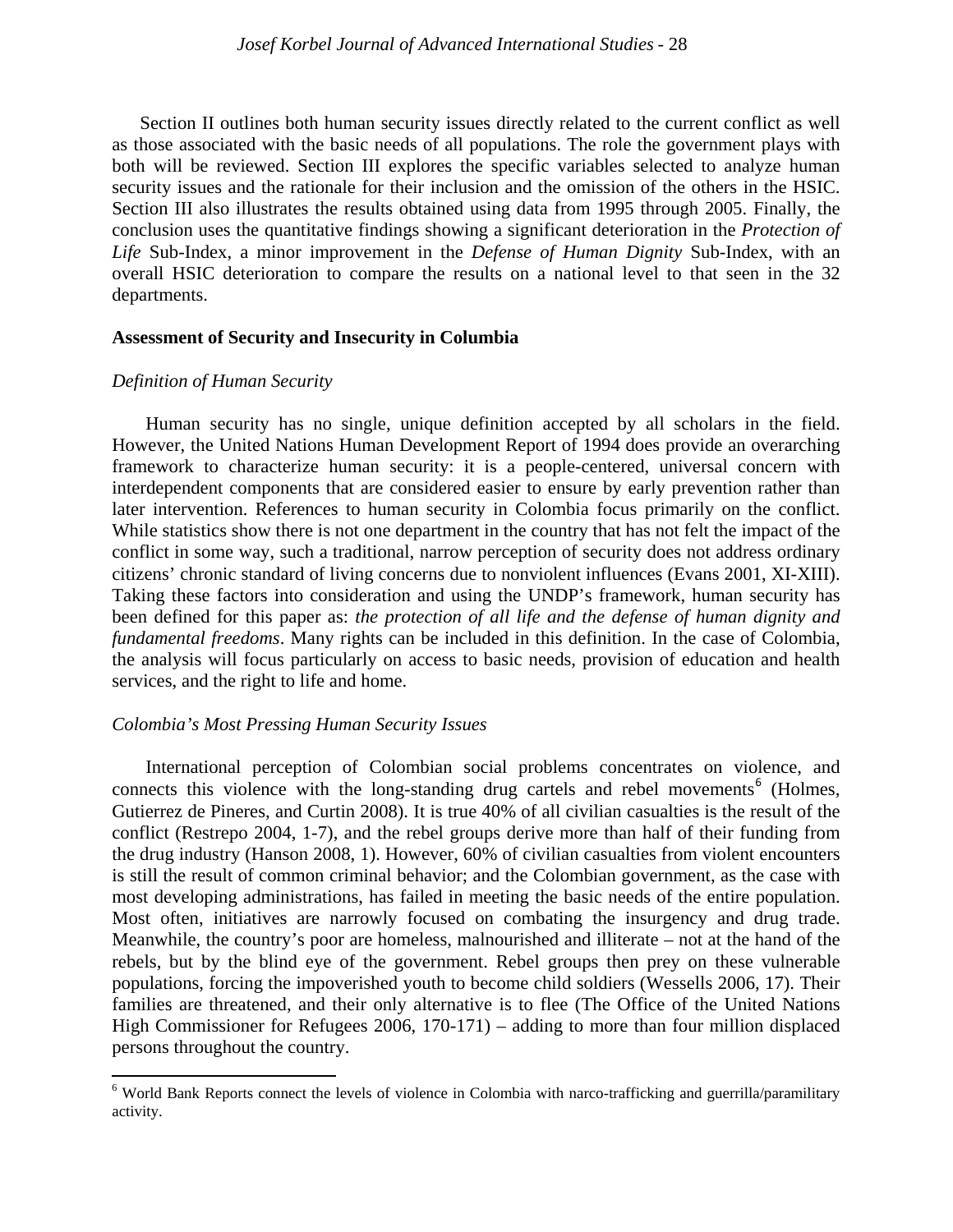Section II outlines both human security issues directly related to the current conflict as well as those associated with the basic needs of all populations. The role the government plays with both will be reviewed. Section III explores the specific variables selected to analyze human security issues and the rationale for their inclusion and the omission of the others in the HSIC. Section III also illustrates the results obtained using data from 1995 through 2005. Finally, the conclusion uses the quantitative findings showing a significant deterioration in the *Protection of Life* Sub-Index, a minor improvement in the *Defense of Human Dignity* Sub-Index, with an overall HSIC deterioration to compare the results on a national level to that seen in the 32 departments.

**Assessment of Security and Insecurity in Columbia**

*Definition of Human Security*

Human security has no single, unique definition accepted by all scholars in the field. However, the United Nations Human Development Report of 1994 does provide an overarching framework to characterize human security: it is a people-centered, universal concern with interdependent components that are considered easier to ensure by early prevention rather than later intervention. References to human security in Colombia focus primarily on the conflict. While statistics show there is not one department in the country that has not felt the impact of the conflict in some way, such a traditional, narrow perception of security does not address ordinary citizens' chronic standard of living concerns due to nonviolent influences (Evans 2001, XI-XIII). Taking these factors into consideration and using the UNDP's framework, human security has been defined for this paper as: *the protection of all life and the defense of human dignity and fundamental freedoms*. Many rights can be included in this definition. In the case of Colombia, the analysis will focus particularly on access to basic needs, provision of education and health services, and the right to life and home.

*Colombia's Most Pressing Human Security Issues*

International perception of Colombian social problems concentrates on violence, and connects this violence with the long-standing drug cartels and rebel movements[6] (Holmes, Gutierrez de Pineres, and Curtin 2008). It is true 40% of all civilian casualties is the result of the conflict (Restrepo 2004, 1-7), and the rebel groups derive more than half of their funding from the drug industry (Hanson 2008, 1). However, 60% of civilian casualties from violent encounters is still the result of common criminal behavior; and the Colombian government, as the case with most developing administrations, has failed in meeting the basic needs of the entire population. Most often, initiatives are narrowly focused on combating the insurgency and drug trade. Meanwhile, the country's poor are homeless, malnourished and illiterate – not at the hand of the rebels, but by the blind eye of the government. Rebel groups then prey on these vulnerable populations, forcing the impoverished youth to become child soldiers (Wessells 2006, 17). Their families are threatened, and their only alternative is to flee (The Office of the United Nations High Commissioner for Refugees 2006, 170-171) – adding to more than four million displaced persons throughout the country.

[6] World Bank Reports connect the levels of violence in Colombia with narco-trafficking and guerrilla/paramilitary activity.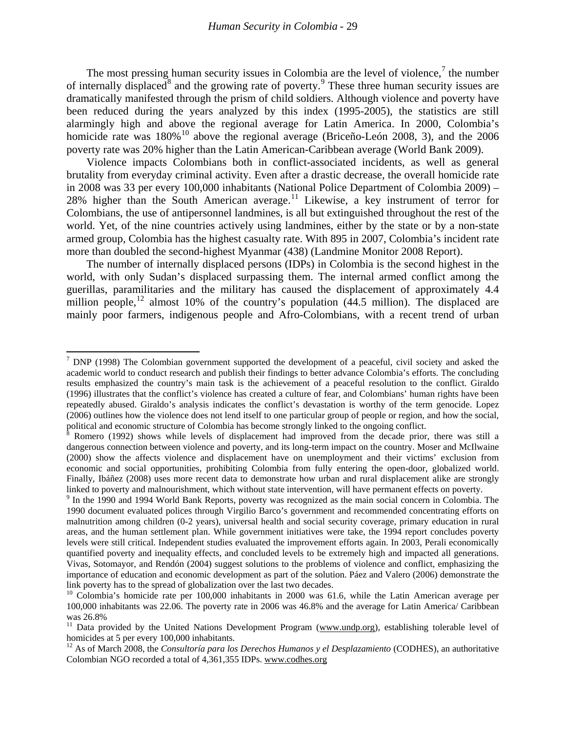The most pressing human security issues in Colombia are the level of violence,[7] the number of internally displaced[8] and the growing rate of poverty.[9] These three human security issues are dramatically manifested through the prism of child soldiers. Although violence and poverty have been reduced during the years analyzed by this index (1995-2005), the statistics are still alarmingly high and above the regional average for Latin America. In 2000, Colombia's homicide rate was 180%[10] above the regional average (Briceño-León 2008, 3), and the 2006 poverty rate was 20% higher than the Latin American-Caribbean average (World Bank 2009).

Violence impacts Colombians both in conflict-associated incidents, as well as general brutality from everyday criminal activity. Even after a drastic decrease, the overall homicide rate in 2008 was 33 per every 100,000 inhabitants (National Police Department of Colombia 2009) – 28% higher than the South American average.[11] Likewise, a key instrument of terror for Colombians, the use of antipersonnel landmines, is all but extinguished throughout the rest of the world. Yet, of the nine countries actively using landmines, either by the state or by a non-state armed group, Colombia has the highest casualty rate. With 895 in 2007, Colombia's incident rate more than doubled the second-highest Myanmar (438) (Landmine Monitor 2008 Report).

The number of internally displaced persons (IDPs) in Colombia is the second highest in the world, with only Sudan's displaced surpassing them. The internal armed conflict among the guerillas, paramilitaries and the military has caused the displacement of approximately 4.4 million people,[12] almost 10% of the country's population (44.5 million). The displaced are mainly poor farmers, indigenous people and Afro-Colombians, with a recent trend of urban

---

[7] DNP (1998) The Colombian government supported the development of a peaceful, civil society and asked the academic world to conduct research and publish their findings to better advance Colombia's efforts. The concluding results emphasized the country's main task is the achievement of a peaceful resolution to the conflict. Giraldo (1996) illustrates that the conflict's violence has created a culture of fear, and Colombians' human rights have been repeatedly abused. Giraldo's analysis indicates the conflict's devastation is worthy of the term genocide. Lopez (2006) outlines how the violence does not lend itself to one particular group of people or region, and how the social, political and economic structure of Colombia has become strongly linked to the ongoing conflict.

[8] Romero (1992) shows while levels of displacement had improved from the decade prior, there was still a dangerous connection between violence and poverty, and its long-term impact on the country. Moser and McIlwaine (2000) show the affects violence and displacement have on unemployment and their victims' exclusion from economic and social opportunities, prohibiting Colombia from fully entering the open-door, globalized world. Finally, Ibáñez (2008) uses more recent data to demonstrate how urban and rural displacement alike are strongly linked to poverty and malnourishment, which without state intervention, will have permanent effects on poverty.

[9] In the 1990 and 1994 World Bank Reports, poverty was recognized as the main social concern in Colombia. The 1990 document evaluated polices through Virgilio Barco's government and recommended concentrating efforts on malnutrition among children (0-2 years), universal health and social security coverage, primary education in rural areas, and the human settlement plan. While government initiatives were take, the 1994 report concludes poverty levels were still critical. Independent studies evaluated the improvement efforts again. In 2003, Perali economically quantified poverty and inequality effects, and concluded levels to be extremely high and impacted all generations. Vivas, Sotomayor, and Rendón (2004) suggest solutions to the problems of violence and conflict, emphasizing the importance of education and economic development as part of the solution. Páez and Valero (2006) demonstrate the link poverty has to the spread of globalization over the last two decades.

[10] Colombia's homicide rate per 100,000 inhabitants in 2000 was 61.6, while the Latin American average per 100,000 inhabitants was 22.06. The poverty rate in 2006 was 46.8% and the average for Latin America/ Caribbean was 26.8%

[11] Data provided by the United Nations Development Program (www.undp.org), establishing tolerable level of homicides at 5 per every 100,000 inhabitants.

[12] As of March 2008, the *Consultoría para los Derechos Humanos y el Desplazamiento* (CODHES), an authoritative Colombian NGO recorded a total of 4,361,355 IDPs. www.codhes.org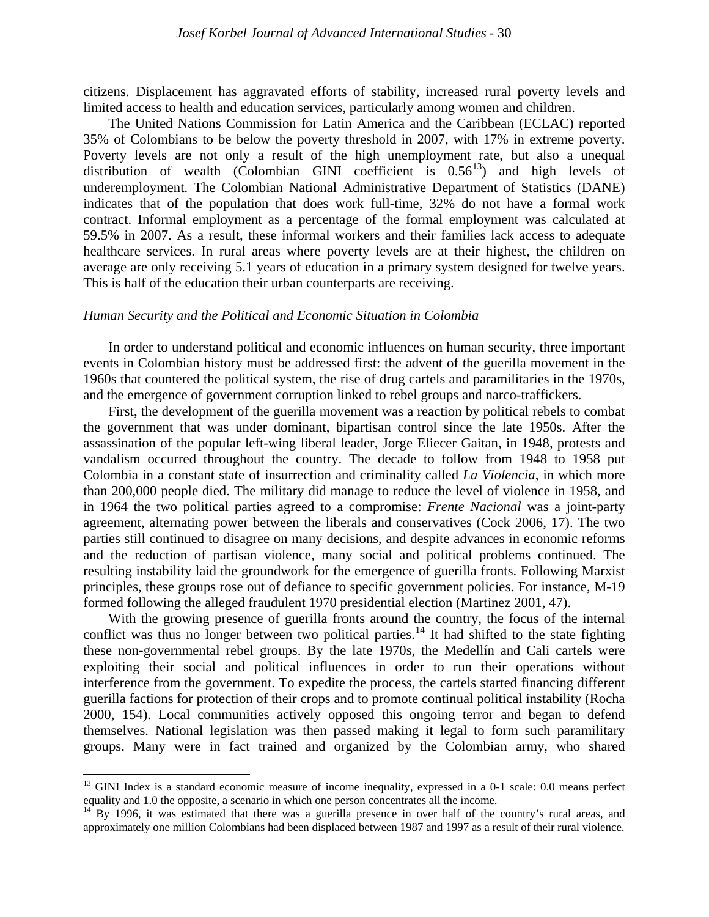citizens. Displacement has aggravated efforts of stability, increased rural poverty levels and limited access to health and education services, particularly among women and children.

The United Nations Commission for Latin America and the Caribbean (ECLAC) reported 35% of Colombians to be below the poverty threshold in 2007, with 17% in extreme poverty. Poverty levels are not only a result of the high unemployment rate, but also a unequal distribution of wealth (Colombian GINI coefficient is 0.56[13]) and high levels of underemployment. The Colombian National Administrative Department of Statistics (DANE) indicates that of the population that does work full-time, 32% do not have a formal work contract. Informal employment as a percentage of the formal employment was calculated at 59.5% in 2007. As a result, these informal workers and their families lack access to adequate healthcare services. In rural areas where poverty levels are at their highest, the children on average are only receiving 5.1 years of education in a primary system designed for twelve years. This is half of the education their urban counterparts are receiving.

*Human Security and the Political and Economic Situation in Colombia*

In order to understand political and economic influences on human security, three important events in Colombian history must be addressed first: the advent of the guerilla movement in the 1960s that countered the political system, the rise of drug cartels and paramilitaries in the 1970s, and the emergence of government corruption linked to rebel groups and narco-traffickers.

First, the development of the guerilla movement was a reaction by political rebels to combat the government that was under dominant, bipartisan control since the late 1950s. After the assassination of the popular left-wing liberal leader, Jorge Eliecer Gaitan, in 1948, protests and vandalism occurred throughout the country. The decade to follow from 1948 to 1958 put Colombia in a constant state of insurrection and criminality called *La Violencia*, in which more than 200,000 people died. The military did manage to reduce the level of violence in 1958, and in 1964 the two political parties agreed to a compromise: *Frente Nacional* was a joint-party agreement, alternating power between the liberals and conservatives (Cock 2006, 17). The two parties still continued to disagree on many decisions, and despite advances in economic reforms and the reduction of partisan violence, many social and political problems continued. The resulting instability laid the groundwork for the emergence of guerilla fronts. Following Marxist principles, these groups rose out of defiance to specific government policies. For instance, M-19 formed following the alleged fraudulent 1970 presidential election (Martinez 2001, 47).

With the growing presence of guerilla fronts around the country, the focus of the internal conflict was thus no longer between two political parties.[14] It had shifted to the state fighting these non-governmental rebel groups. By the late 1970s, the Medellín and Cali cartels were exploiting their social and political influences in order to run their operations without interference from the government. To expedite the process, the cartels started financing different guerilla factions for protection of their crops and to promote continual political instability (Rocha 2000, 154). Local communities actively opposed this ongoing terror and began to defend themselves. National legislation was then passed making it legal to form such paramilitary groups. Many were in fact trained and organized by the Colombian army, who shared

[13] GINI Index is a standard economic measure of income inequality, expressed in a 0-1 scale: 0.0 means perfect equality and 1.0 the opposite, a scenario in which one person concentrates all the income.

[14] By 1996, it was estimated that there was a guerilla presence in over half of the country's rural areas, and approximately one million Colombians had been displaced between 1987 and 1997 as a result of their rural violence.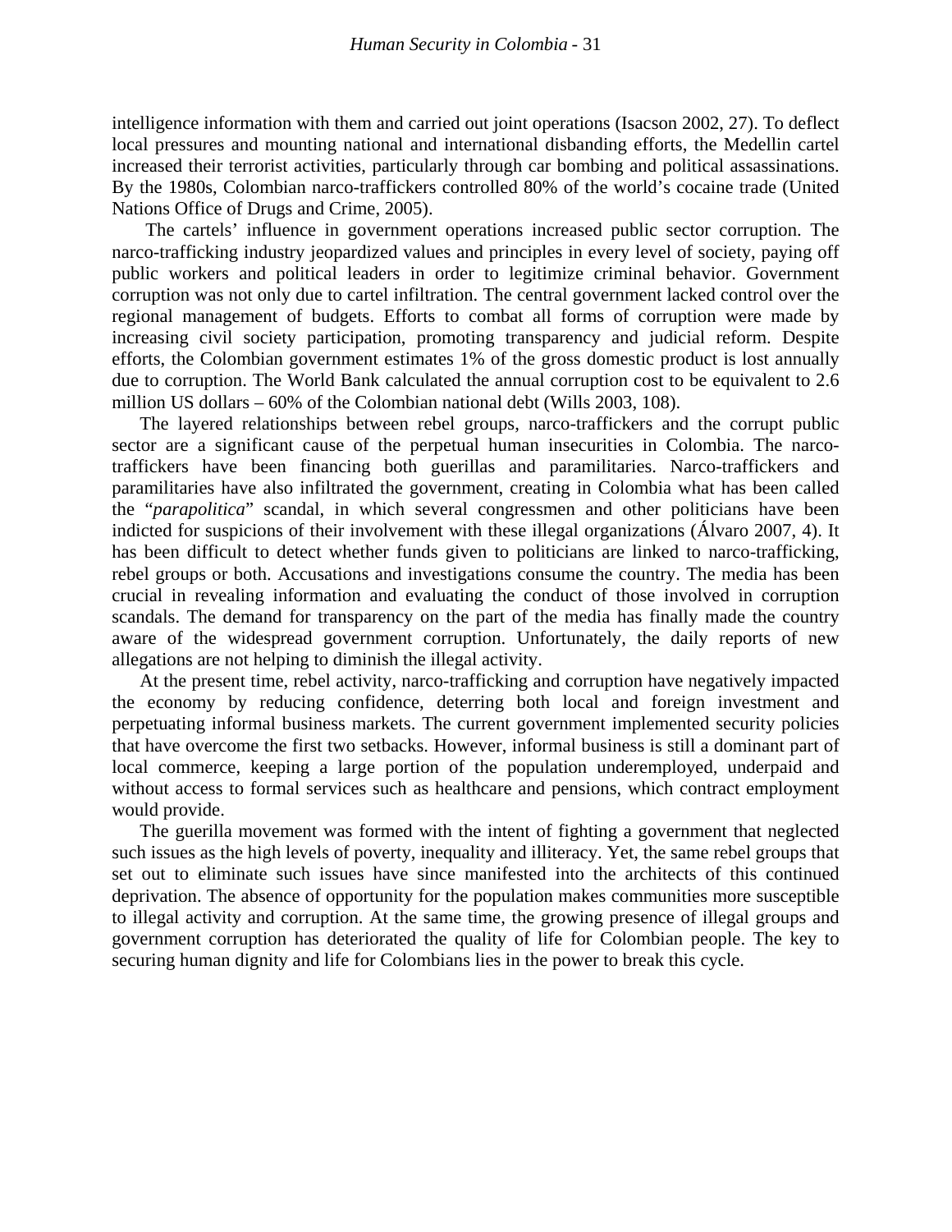intelligence information with them and carried out joint operations (Isacson 2002, 27). To deflect local pressures and mounting national and international disbanding efforts, the Medellin cartel increased their terrorist activities, particularly through car bombing and political assassinations. By the 1980s, Colombian narco-traffickers controlled 80% of the world's cocaine trade (United Nations Office of Drugs and Crime, 2005).

The cartels' influence in government operations increased public sector corruption. The narco-trafficking industry jeopardized values and principles in every level of society, paying off public workers and political leaders in order to legitimize criminal behavior. Government corruption was not only due to cartel infiltration. The central government lacked control over the regional management of budgets. Efforts to combat all forms of corruption were made by increasing civil society participation, promoting transparency and judicial reform. Despite efforts, the Colombian government estimates 1% of the gross domestic product is lost annually due to corruption. The World Bank calculated the annual corruption cost to be equivalent to 2.6 million US dollars – 60% of the Colombian national debt (Wills 2003, 108).

The layered relationships between rebel groups, narco-traffickers and the corrupt public sector are a significant cause of the perpetual human insecurities in Colombia. The narco-traffickers have been financing both guerillas and paramilitaries. Narco-traffickers and paramilitaries have also infiltrated the government, creating in Colombia what has been called the "*parapolitica*" scandal, in which several congressmen and other politicians have been indicted for suspicions of their involvement with these illegal organizations (Álvaro 2007, 4). It has been difficult to detect whether funds given to politicians are linked to narco-trafficking, rebel groups or both. Accusations and investigations consume the country. The media has been crucial in revealing information and evaluating the conduct of those involved in corruption scandals. The demand for transparency on the part of the media has finally made the country aware of the widespread government corruption. Unfortunately, the daily reports of new allegations are not helping to diminish the illegal activity.

At the present time, rebel activity, narco-trafficking and corruption have negatively impacted the economy by reducing confidence, deterring both local and foreign investment and perpetuating informal business markets. The current government implemented security policies that have overcome the first two setbacks. However, informal business is still a dominant part of local commerce, keeping a large portion of the population underemployed, underpaid and without access to formal services such as healthcare and pensions, which contract employment would provide.

The guerilla movement was formed with the intent of fighting a government that neglected such issues as the high levels of poverty, inequality and illiteracy. Yet, the same rebel groups that set out to eliminate such issues have since manifested into the architects of this continued deprivation. The absence of opportunity for the population makes communities more susceptible to illegal activity and corruption. At the same time, the growing presence of illegal groups and government corruption has deteriorated the quality of life for Colombian people. The key to securing human dignity and life for Colombians lies in the power to break this cycle.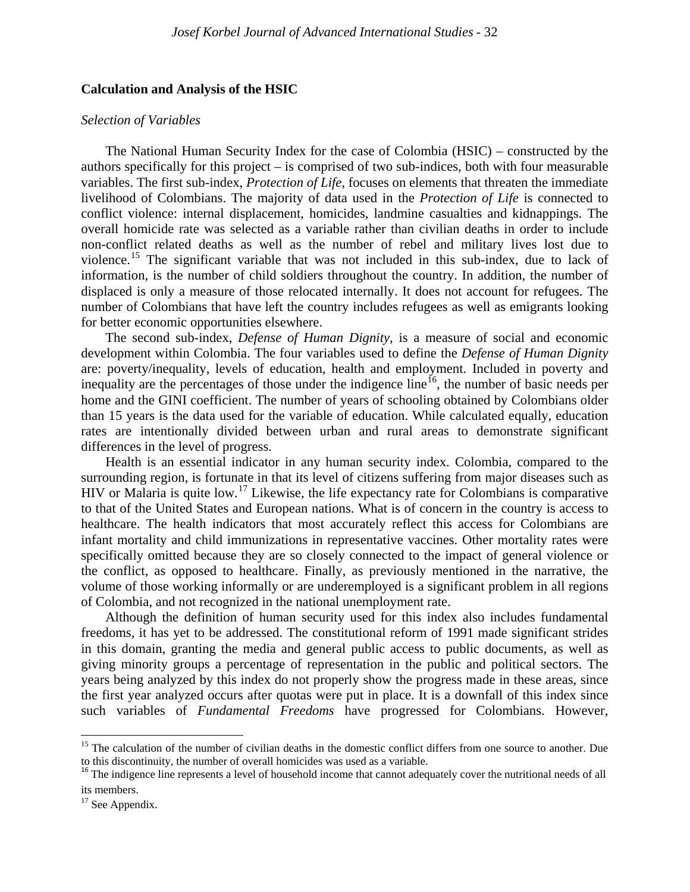## Calculation and Analysis of the HSIC

### *Selection of Variables*

The National Human Security Index for the case of Colombia (HSIC) – constructed by the authors specifically for this project – is comprised of two sub-indices, both with four measurable variables. The first sub-index, *Protection of Life*, focuses on elements that threaten the immediate livelihood of Colombians. The majority of data used in the *Protection of Life* is connected to conflict violence: internal displacement, homicides, landmine casualties and kidnappings. The overall homicide rate was selected as a variable rather than civilian deaths in order to include non-conflict related deaths as well as the number of rebel and military lives lost due to violence.[15] The significant variable that was not included in this sub-index, due to lack of information, is the number of child soldiers throughout the country. In addition, the number of displaced is only a measure of those relocated internally. It does not account for refugees. The number of Colombians that have left the country includes refugees as well as emigrants looking for better economic opportunities elsewhere.

The second sub-index, *Defense of Human Dignity*, is a measure of social and economic development within Colombia. The four variables used to define the *Defense of Human Dignity* are: poverty/inequality, levels of education, health and employment. Included in poverty and inequality are the percentages of those under the indigence line[16], the number of basic needs per home and the GINI coefficient. The number of years of schooling obtained by Colombians older than 15 years is the data used for the variable of education. While calculated equally, education rates are intentionally divided between urban and rural areas to demonstrate significant differences in the level of progress.

Health is an essential indicator in any human security index. Colombia, compared to the surrounding region, is fortunate in that its level of citizens suffering from major diseases such as HIV or Malaria is quite low.[17] Likewise, the life expectancy rate for Colombians is comparative to that of the United States and European nations. What is of concern in the country is access to healthcare. The health indicators that most accurately reflect this access for Colombians are infant mortality and child immunizations in representative vaccines. Other mortality rates were specifically omitted because they are so closely connected to the impact of general violence or the conflict, as opposed to healthcare. Finally, as previously mentioned in the narrative, the volume of those working informally or are underemployed is a significant problem in all regions of Colombia, and not recognized in the national unemployment rate.

Although the definition of human security used for this index also includes fundamental freedoms, it has yet to be addressed. The constitutional reform of 1991 made significant strides in this domain, granting the media and general public access to public documents, as well as giving minority groups a percentage of representation in the public and political sectors. The years being analyzed by this index do not properly show the progress made in these areas, since the first year analyzed occurs after quotas were put in place. It is a downfall of this index since such variables of *Fundamental Freedoms* have progressed for Colombians. However,

---

[15] The calculation of the number of civilian deaths in the domestic conflict differs from one source to another. Due to this discontinuity, the number of overall homicides was used as a variable.

[16] The indigence line represents a level of household income that cannot adequately cover the nutritional needs of all its members.

[17] See Appendix.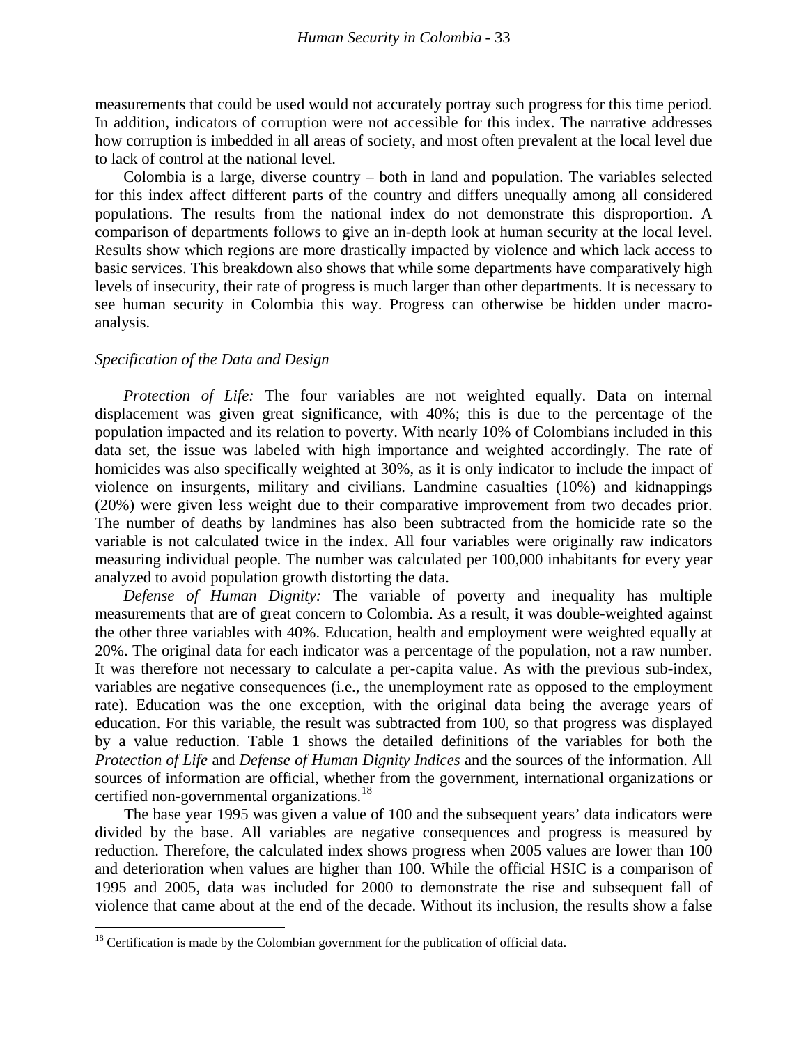measurements that could be used would not accurately portray such progress for this time period. In addition, indicators of corruption were not accessible for this index. The narrative addresses how corruption is imbedded in all areas of society, and most often prevalent at the local level due to lack of control at the national level.

Colombia is a large, diverse country – both in land and population. The variables selected for this index affect different parts of the country and differs unequally among all considered populations. The results from the national index do not demonstrate this disproportion. A comparison of departments follows to give an in-depth look at human security at the local level. Results show which regions are more drastically impacted by violence and which lack access to basic services. This breakdown also shows that while some departments have comparatively high levels of insecurity, their rate of progress is much larger than other departments. It is necessary to see human security in Colombia this way. Progress can otherwise be hidden under macro-analysis.

*Specification of the Data and Design*

*Protection of Life:* The four variables are not weighted equally. Data on internal displacement was given great significance, with 40%; this is due to the percentage of the population impacted and its relation to poverty. With nearly 10% of Colombians included in this data set, the issue was labeled with high importance and weighted accordingly. The rate of homicides was also specifically weighted at 30%, as it is only indicator to include the impact of violence on insurgents, military and civilians. Landmine casualties (10%) and kidnappings (20%) were given less weight due to their comparative improvement from two decades prior. The number of deaths by landmines has also been subtracted from the homicide rate so the variable is not calculated twice in the index. All four variables were originally raw indicators measuring individual people. The number was calculated per 100,000 inhabitants for every year analyzed to avoid population growth distorting the data.

*Defense of Human Dignity:* The variable of poverty and inequality has multiple measurements that are of great concern to Colombia. As a result, it was double-weighted against the other three variables with 40%. Education, health and employment were weighted equally at 20%. The original data for each indicator was a percentage of the population, not a raw number. It was therefore not necessary to calculate a per-capita value. As with the previous sub-index, variables are negative consequences (i.e., the unemployment rate as opposed to the employment rate). Education was the one exception, with the original data being the average years of education. For this variable, the result was subtracted from 100, so that progress was displayed by a value reduction. Table 1 shows the detailed definitions of the variables for both the *Protection of Life* and *Defense of Human Dignity Indices* and the sources of the information. All sources of information are official, whether from the government, international organizations or certified non-governmental organizations.[18]

The base year 1995 was given a value of 100 and the subsequent years' data indicators were divided by the base. All variables are negative consequences and progress is measured by reduction. Therefore, the calculated index shows progress when 2005 values are lower than 100 and deterioration when values are higher than 100. While the official HSIC is a comparison of 1995 and 2005, data was included for 2000 to demonstrate the rise and subsequent fall of violence that came about at the end of the decade. Without its inclusion, the results show a false

[18] Certification is made by the Colombian government for the publication of official data.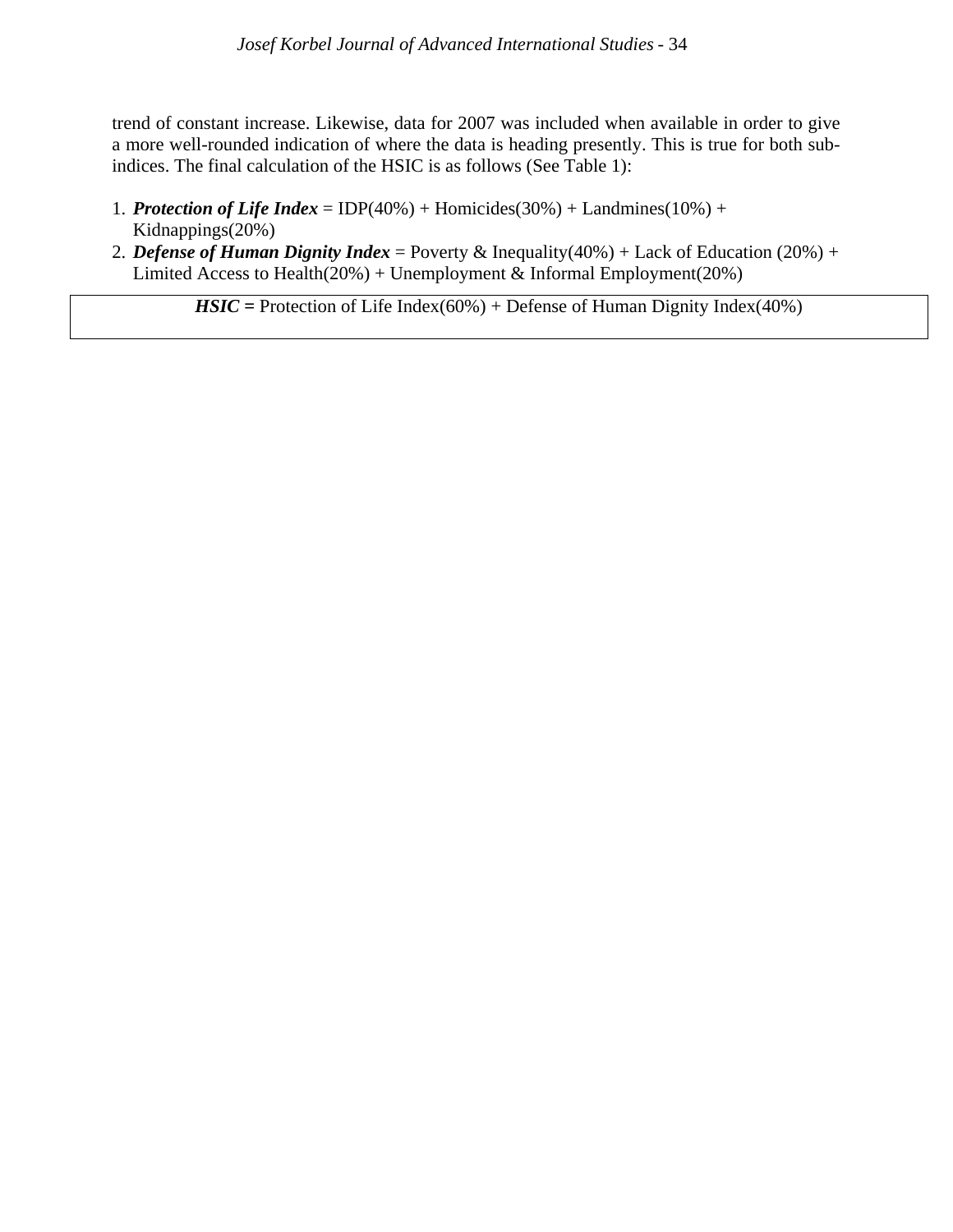trend of constant increase. Likewise, data for 2007 was included when available in order to give a more well-rounded indication of where the data is heading presently. This is true for both sub-indices. The final calculation of the HSIC is as follows (See Table 1):

1. ***Protection of Life Index*** = IDP(40%) + Homicides(30%) + Landmines(10%) + Kidnappings(20%)
2. ***Defense of Human Dignity Index*** = Poverty & Inequality(40%) + Lack of Education (20%) + Limited Access to Health(20%) + Unemployment & Informal Employment(20%)

***HSIC*** **=** Protection of Life Index(60%) + Defense of Human Dignity Index(40%)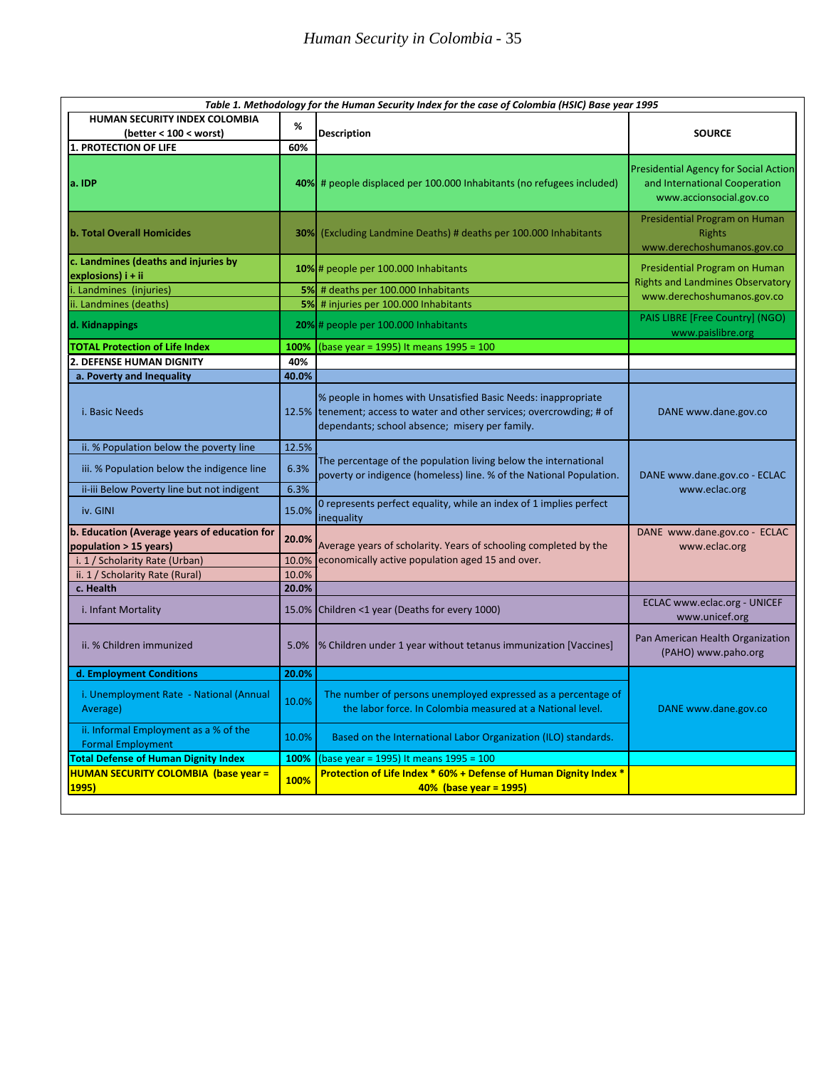*Table 1. Methodology for the Human Security Index for the case of Colombia (HSIC) Base year 1995*

| HUMAN SECURITY INDEX COLOMBIA (better < 100 < worst) | % | Description | SOURCE |
|---|---|---|---|
| **1. PROTECTION OF LIFE** | **60%** | | |
| **a. IDP** | **40%** | # people displaced per 100.000 Inhabitants (no refugees included) | Presidential Agency for Social Action and International Cooperation www.accionsocial.gov.co |
| **b. Total Overall Homicides** | **30%** | (Excluding Landmine Deaths) # deaths per 100.000 Inhabitants | Presidential Program on Human Rights www.derechoshumanos.gov.co |
| **c. Landmines (deaths and injuries by explosions) i + ii** | **10%** | # people per 100.000 Inhabitants | Presidential Program on Human Rights and Landmines Observatory www.derechoshumanos.gov.co |
| i. Landmines (injuries) | **5%** | # deaths per 100.000 Inhabitants | |
| ii. Landmines (deaths) | **5%** | # injuries per 100.000 Inhabitants | |
| **d. Kidnappings** | **20%** | # people per 100.000 Inhabitants | PAIS LIBRE [Free Country] (NGO) www.paislibre.org |
| **TOTAL Protection of Life Index** | **100%** | (base year = 1995) It means 1995 = 100 | |
| **2. DEFENSE HUMAN DIGNITY** | **40%** | | |
| **a. Poverty and Inequality** | **40.0%** | | |
| i. Basic Needs | 12.5% | % people in homes with Unsatisfied Basic Needs: inappropriate tenement; access to water and other services; overcrowding; # of dependants; school absence; misery per family. | DANE www.dane.gov.co |
| ii. % Population below the poverty line | 12.5% | The percentage of the population living below the international poverty or indigence (homeless) line. % of the National Population. | DANE www.dane.gov.co - ECLAC www.eclac.org |
| iii. % Population below the indigence line | 6.3% | | |
| ii-iii Below Poverty line but not indigent | 6.3% | | |
| iv. GINI | 15.0% | 0 represents perfect equality, while an index of 1 implies perfect inequality | |
| **b. Education (Average years of education for population > 15 years)** | **20.0%** | Average years of scholarity. Years of schooling completed by the economically active population aged 15 and over. | DANE www.dane.gov.co - ECLAC www.eclac.org |
| i. 1 / Scholarity Rate (Urban) | 10.0% | | |
| ii. 1 / Scholarity Rate (Rural) | 10.0% | | |
| **c. Health** | **20.0%** | | |
| i. Infant Mortality | 15.0% | Children <1 year (Deaths for every 1000) | ECLAC www.eclac.org - UNICEF www.unicef.org |
| ii. % Children immunized | 5.0% | % Children under 1 year without tetanus immunization [Vaccines] | Pan American Health Organization (PAHO) www.paho.org |
| **d. Employment Conditions** | **20.0%** | | DANE www.dane.gov.co |
| i. Unemployment Rate - National (Annual Average) | 10.0% | The number of persons unemployed expressed as a percentage of the labor force. In Colombia measured at a National level. | |
| ii. Informal Employment as a % of the Formal Employment | 10.0% | Based on the International Labor Organization (ILO) standards. | |
| **Total Defense of Human Dignity Index** | **100%** | (base year = 1995) It means 1995 = 100 | |
| **HUMAN SECURITY COLOMBIA (base year = 1995)** | **100%** | **Protection of Life Index * 60% + Defense of Human Dignity Index * 40% (base year = 1995)** | |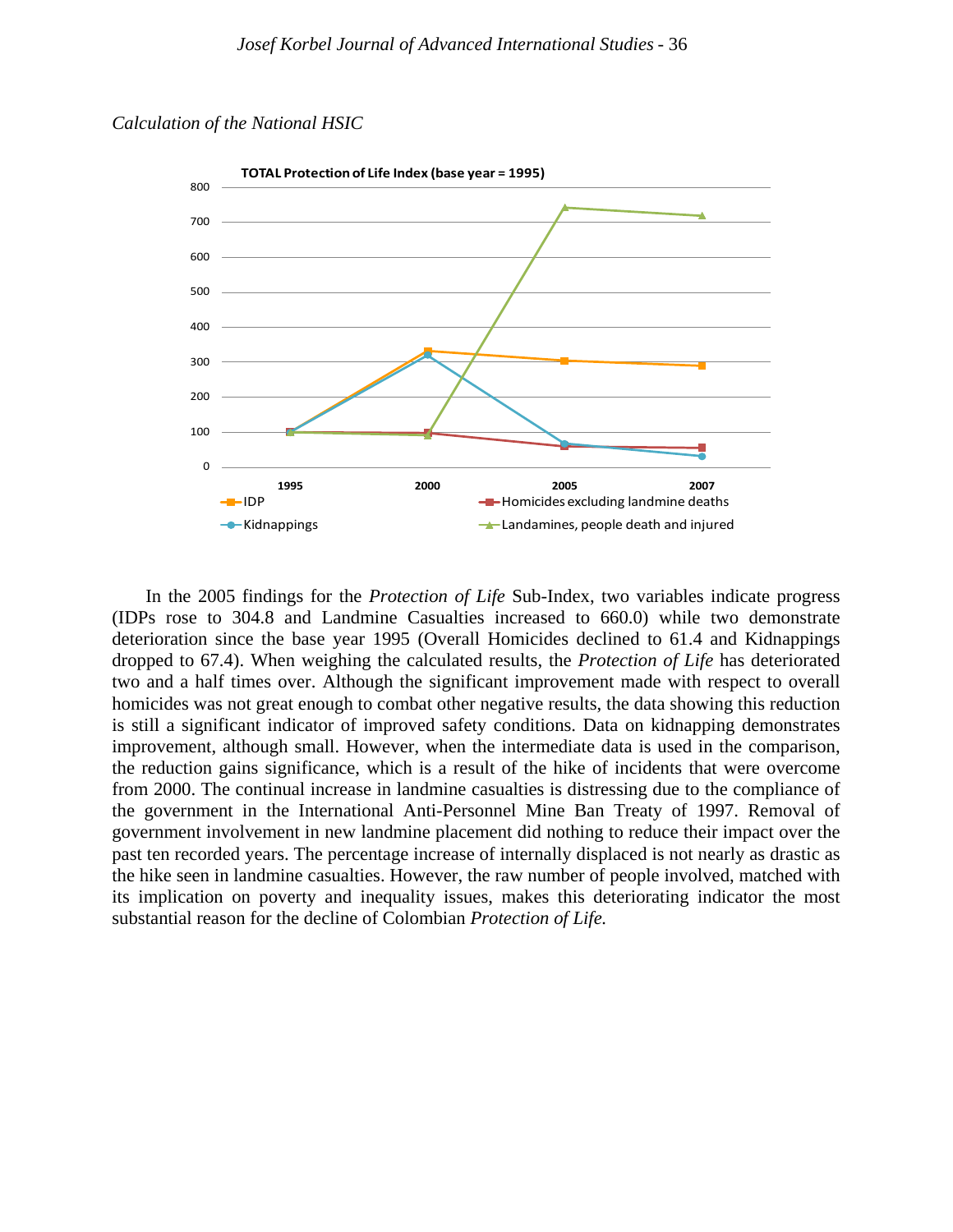*Calculation of the National HSIC*

**TOTAL Protection of Life Index (base year = 1995)**

In the 2005 findings for the *Protection of Life* Sub-Index, two variables indicate progress (IDPs rose to 304.8 and Landmine Casualties increased to 660.0) while two demonstrate deterioration since the base year 1995 (Overall Homicides declined to 61.4 and Kidnappings dropped to 67.4). When weighing the calculated results, the *Protection of Life* has deteriorated two and a half times over. Although the significant improvement made with respect to overall homicides was not great enough to combat other negative results, the data showing this reduction is still a significant indicator of improved safety conditions. Data on kidnapping demonstrates improvement, although small. However, when the intermediate data is used in the comparison, the reduction gains significance, which is a result of the hike of incidents that were overcome from 2000. The continual increase in landmine casualties is distressing due to the compliance of the government in the International Anti-Personnel Mine Ban Treaty of 1997. Removal of government involvement in new landmine placement did nothing to reduce their impact over the past ten recorded years. The percentage increase of internally displaced is not nearly as drastic as the hike seen in landmine casualties. However, the raw number of people involved, matched with its implication on poverty and inequality issues, makes this deteriorating indicator the most substantial reason for the decline of Colombian *Protection of Life.*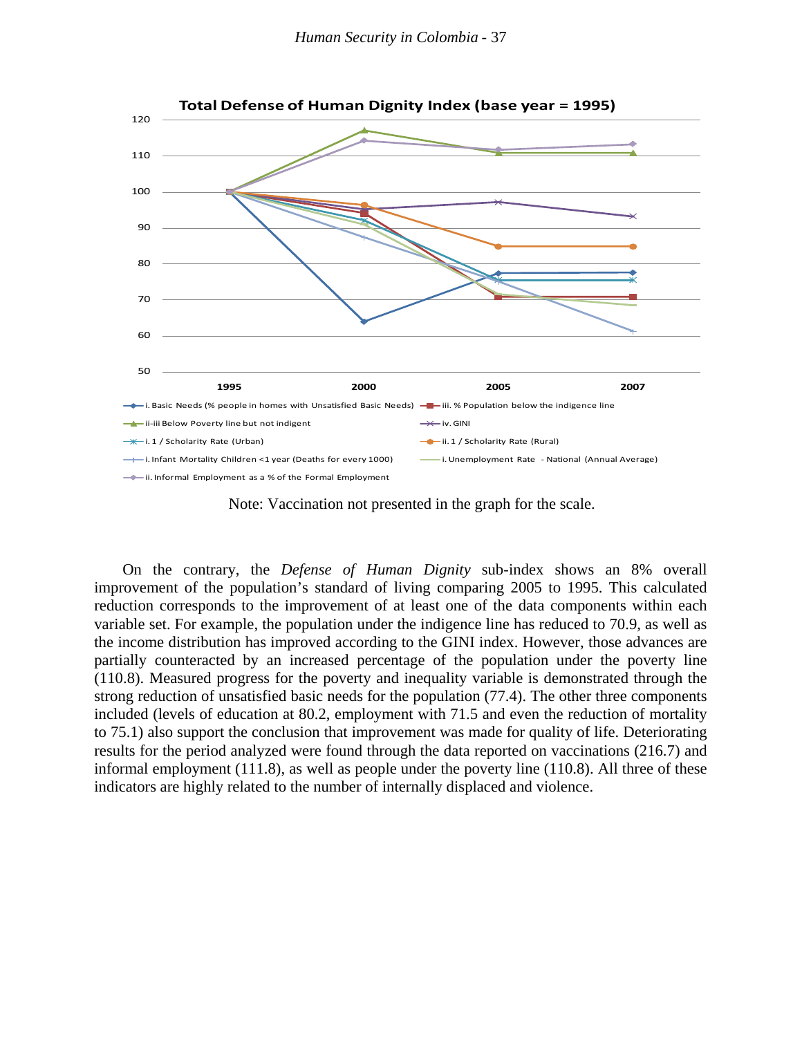**Total Defense of Human Dignity Index (base year = 1995)**

Note: Vaccination not presented in the graph for the scale.

On the contrary, the *Defense of Human Dignity* sub-index shows an 8% overall improvement of the population's standard of living comparing 2005 to 1995. This calculated reduction corresponds to the improvement of at least one of the data components within each variable set. For example, the population under the indigence line has reduced to 70.9, as well as the income distribution has improved according to the GINI index. However, those advances are partially counteracted by an increased percentage of the population under the poverty line (110.8). Measured progress for the poverty and inequality variable is demonstrated through the strong reduction of unsatisfied basic needs for the population (77.4). The other three components included (levels of education at 80.2, employment with 71.5 and even the reduction of mortality to 75.1) also support the conclusion that improvement was made for quality of life. Deteriorating results for the period analyzed were found through the data reported on vaccinations (216.7) and informal employment (111.8), as well as people under the poverty line (110.8). All three of these indicators are highly related to the number of internally displaced and violence.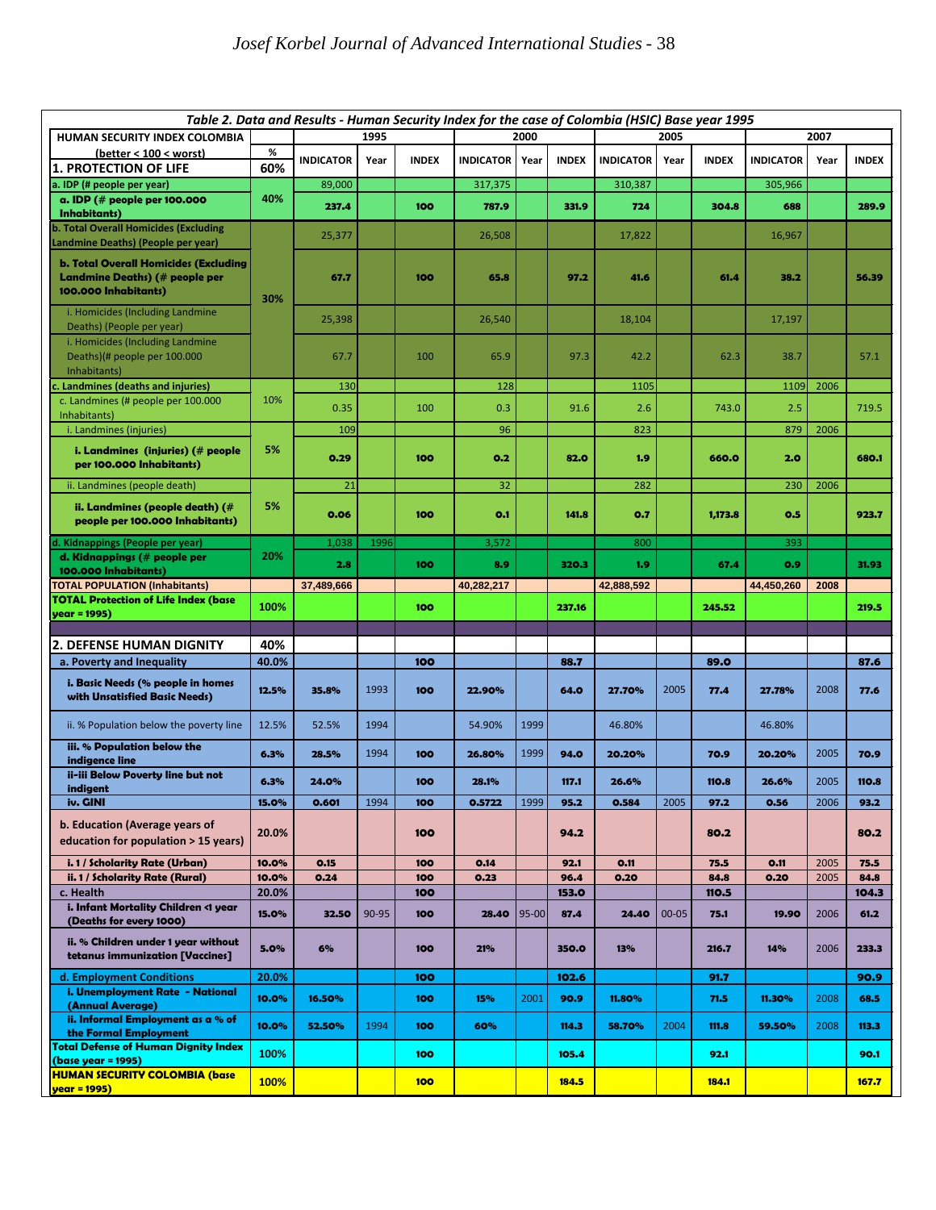Table 2. Data and Results - Human Security Index for the case of Colombia (HSIC) Base year 1995

| HUMAN SECURITY INDEX COLOMBIA (better < 100 < worst) | % | 1995 | | | 2000 | | | 2005 | | | 2007 | | |
|---|---|---|---|---|---|---|---|---|---|---|---|---|---|
| | | INDICATOR | Year | INDEX | INDICATOR | Year | INDEX | INDICATOR | Year | INDEX | INDICATOR | Year | INDEX |
| **1. PROTECTION OF LIFE** | **60%** | | | | | | | | | | | | |
| a. IDP (# people per year) | 40% | 89,000 | | | 317,375 | | | 310,387 | | | 305,966 | | |
| **a. IDP (# people per 100.000 Inhabitants)** | | **237.4** | | **100** | **787.9** | | **331.9** | **724** | | **304.8** | **688** | | **289.9** |
| b. Total Overall Homicides (Excluding Landmine Deaths) (People per year) | 30% | 25,377 | | | 26,508 | | | 17,822 | | | 16,967 | | |
| **b. Total Overall Homicides (Excluding Landmine Deaths) (# people per 100.000 Inhabitants)** | | **67.7** | | **100** | **65.8** | | **97.2** | **41.6** | | **61.4** | **38.2** | | **56.39** |
| i. Homicides (Including Landmine Deaths) (People per year) | | 25,398 | | | 26,540 | | | 18,104 | | | 17,197 | | |
| i. Homicides (Including Landmine Deaths)(# people per 100.000 Inhabitants) | | 67.7 | | 100 | 65.9 | | 97.3 | 42.2 | | 62.3 | 38.7 | | 57.1 |
| c. Landmines (deaths and injuries) | 10% | 130 | | | 128 | | | 1105 | | | 1109 | 2006 | |
| c. Landmines (# people per 100.000 Inhabitants) | | 0.35 | | 100 | 0.3 | | 91.6 | 2.6 | | 743.0 | 2.5 | | 719.5 |
| i. Landmines (injuries) | 5% | 109 | | | 96 | | | 823 | | | 879 | 2006 | |
| **i. Landmines (injuries) (# people per 100.000 Inhabitants)** | | **0.29** | | **100** | **0.2** | | **82.0** | **1.9** | | **660.0** | **2.0** | | **680.1** |
| ii. Landmines (people death) | 5% | 21 | | | 32 | | | 282 | | | 230 | 2006 | |
| **ii. Landmines (people death) (# people per 100.000 Inhabitants)** | | **0.06** | | **100** | **0.1** | | **141.8** | **0.7** | | **1,173.8** | **0.5** | | **923.7** |
| d. Kidnappings (People per year) | 20% | 1,038 | 1996 | | 3,572 | | | 800 | | | 393 | | |
| **d. Kidnappings (# people per 100.000 Inhabitants)** | | **2.8** | | **100** | **8.9** | | **320.3** | **1.9** | | **67.4** | **0.9** | | **31.93** |
| TOTAL POPULATION (Inhabitants) | | 37,489,666 | | | 40,282,217 | | | 42,888,592 | | | 44,450,260 | 2008 | |
| **TOTAL Protection of Life Index (base year = 1995)** | **100%** | | | **100** | | | **237.16** | | | **245.52** | | | **219.5** |
| | | | | | | | | | | | | | |
| **2. DEFENSE HUMAN DIGNITY** | **40%** | | | | | | | | | | | | |
| a. Poverty and Inequality | 40.0% | | | **100** | | | **88.7** | | | **89.0** | | | **87.6** |
| **i. Basic Needs (% people in homes with Unsatisfied Basic Needs)** | **12.5%** | **35.8%** | 1993 | **100** | **22.90%** | | **64.0** | **27.70%** | 2005 | **77.4** | **27.78%** | 2008 | **77.6** |
| ii. % Population below the poverty line | 12.5% | 52.5% | 1994 | | 54.90% | 1999 | | 46.80% | | | 46.80% | | |
| **iii. % Population below the indigence line** | **6.3%** | **28.5%** | 1994 | **100** | **26.80%** | 1999 | **94.0** | **20.20%** | | **70.9** | **20.20%** | 2005 | **70.9** |
| **ii-iii Below Poverty line but not indigent** | **6.3%** | **24.0%** | | **100** | **28.1%** | | **117.1** | **26.6%** | | **110.8** | **26.6%** | 2005 | **110.8** |
| **iv. GINI** | **15.0%** | **0.601** | 1994 | **100** | **0.5722** | 1999 | **95.2** | **0.584** | 2005 | **97.2** | **0.56** | 2006 | **93.2** |
| b. Education (Average years of education for population > 15 years) | 20.0% | | | **100** | | | **94.2** | | | **80.2** | | | **80.2** |
| **i. 1 / Scholarity Rate (Urban)** | **10.0%** | **0.15** | | **100** | **0.14** | | **92.1** | **0.11** | | **75.5** | **0.11** | 2005 | **75.5** |
| **ii. 1 / Scholarity Rate (Rural)** | **10.0%** | **0.24** | | **100** | **0.23** | | **96.4** | **0.20** | | **84.8** | **0.20** | 2005 | **84.8** |
| c. Health | 20.0% | | | **100** | | | **153.0** | | | **110.5** | | | **104.3** |
| **i. Infant Mortality Children <1 year (Deaths for every 1000)** | **15.0%** | **32.50** | 90-95 | **100** | **28.40** | 95-00 | **87.4** | **24.40** | 00-05 | **75.1** | **19.90** | 2006 | **61.2** |
| **ii. % Children under 1 year without tetanus immunization [Vaccines]** | **5.0%** | **6%** | | **100** | **21%** | | **350.0** | **13%** | | **216.7** | **14%** | 2006 | **233.3** |
| d. Employment Conditions | 20.0% | | | **100** | | | **102.6** | | | **91.7** | | | **90.9** |
| **i. Unemployment Rate - National (Annual Average)** | **10.0%** | **16.50%** | | **100** | **15%** | 2001 | **90.9** | **11.80%** | | **71.5** | **11.30%** | 2008 | **68.5** |
| **ii. Informal Employment as a % of the Formal Employment** | **10.0%** | **52.50%** | 1994 | **100** | **60%** | | **114.3** | **58.70%** | 2004 | **111.8** | **59.50%** | 2008 | **113.3** |
| **Total Defense of Human Dignity Index (base year = 1995)** | **100%** | | | **100** | | | **105.4** | | | **92.1** | | | **90.1** |
| **HUMAN SECURITY COLOMBIA (base year = 1995)** | **100%** | | | **100** | | | **184.5** | | | **184.1** | | | **167.7** |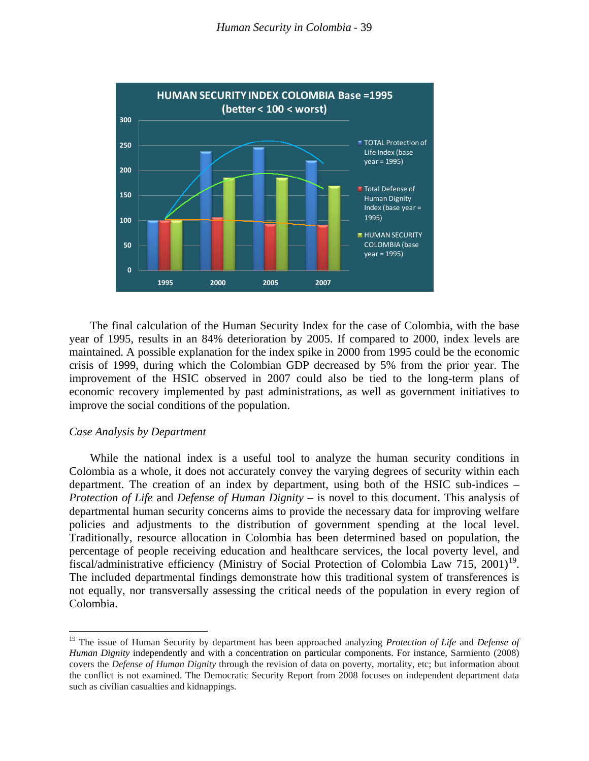The final calculation of the Human Security Index for the case of Colombia, with the base year of 1995, results in an 84% deterioration by 2005. If compared to 2000, index levels are maintained. A possible explanation for the index spike in 2000 from 1995 could be the economic crisis of 1999, during which the Colombian GDP decreased by 5% from the prior year. The improvement of the HSIC observed in 2007 could also be tied to the long-term plans of economic recovery implemented by past administrations, as well as government initiatives to improve the social conditions of the population.

*Case Analysis by Department*

While the national index is a useful tool to analyze the human security conditions in Colombia as a whole, it does not accurately convey the varying degrees of security within each department. The creation of an index by department, using both of the HSIC sub-indices – *Protection of Life* and *Defense of Human Dignity* – is novel to this document. This analysis of departmental human security concerns aims to provide the necessary data for improving welfare policies and adjustments to the distribution of government spending at the local level. Traditionally, resource allocation in Colombia has been determined based on population, the percentage of people receiving education and healthcare services, the local poverty level, and fiscal/administrative efficiency (Ministry of Social Protection of Colombia Law 715, 2001)[19]. The included departmental findings demonstrate how this traditional system of transferences is not equally, nor transversally assessing the critical needs of the population in every region of Colombia.

[19] The issue of Human Security by department has been approached analyzing *Protection of Life* and *Defense of Human Dignity* independently and with a concentration on particular components. For instance, Sarmiento (2008) covers the *Defense of Human Dignity* through the revision of data on poverty, mortality, etc; but information about the conflict is not examined. The Democratic Security Report from 2008 focuses on independent department data such as civilian casualties and kidnappings.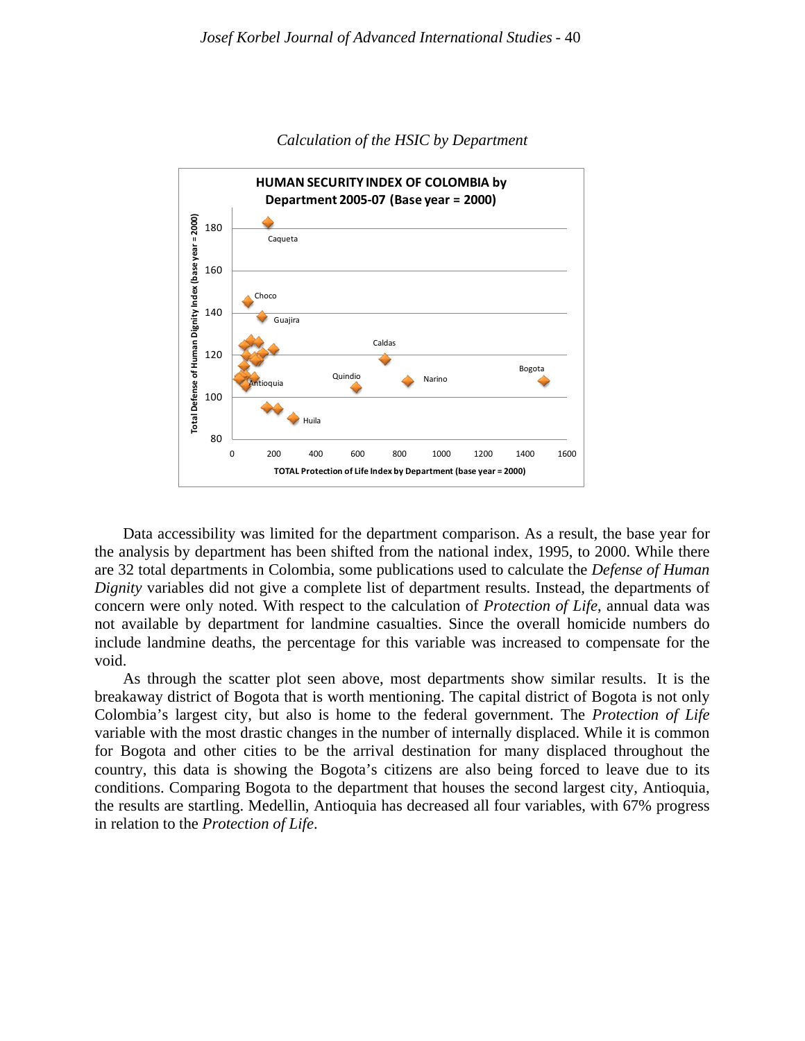*Calculation of the HSIC by Department*

HUMAN SECURITY INDEX OF COLOMBIA by Department 2005-07 (Base year = 2000)

Data accessibility was limited for the department comparison. As a result, the base year for the analysis by department has been shifted from the national index, 1995, to 2000. While there are 32 total departments in Colombia, some publications used to calculate the *Defense of Human Dignity* variables did not give a complete list of department results. Instead, the departments of concern were only noted. With respect to the calculation of *Protection of Life*, annual data was not available by department for landmine casualties. Since the overall homicide numbers do include landmine deaths, the percentage for this variable was increased to compensate for the void.

As through the scatter plot seen above, most departments show similar results. It is the breakaway district of Bogota that is worth mentioning. The capital district of Bogota is not only Colombia's largest city, but also is home to the federal government. The *Protection of Life* variable with the most drastic changes in the number of internally displaced. While it is common for Bogota and other cities to be the arrival destination for many displaced throughout the country, this data is showing the Bogota's citizens are also being forced to leave due to its conditions. Comparing Bogota to the department that houses the second largest city, Antioquia, the results are startling. Medellin, Antioquia has decreased all four variables, with 67% progress in relation to the *Protection of Life*.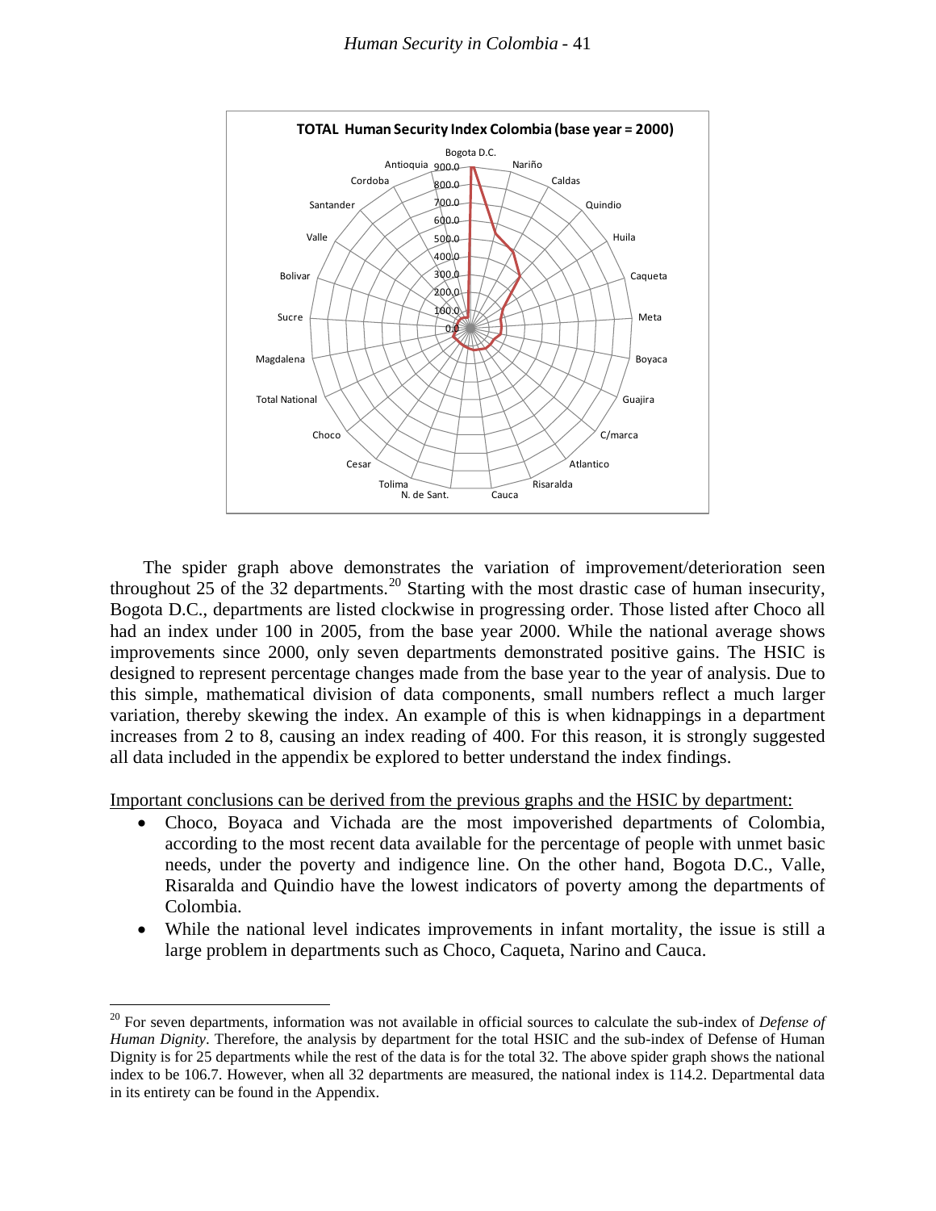**TOTAL Human Security Index Colombia (base year = 2000)**

Bogota D.C., Nariño, Caldas, Quindio, Huila, Caqueta, Meta, Boyaca, Guajira, C/marca, Atlantico, Risaralda, Cauca, N. de Sant., Tolima, Cesar, Choco, Total National, Magdalena, Sucre, Bolivar, Valle, Santander, Cordoba, Antioquia

0.0, 100.0, 200.0, 300.0, 400.0, 500.0, 600.0, 700.0, 800.0, 900.0

The spider graph above demonstrates the variation of improvement/deterioration seen throughout 25 of the 32 departments.[20] Starting with the most drastic case of human insecurity, Bogota D.C., departments are listed clockwise in progressing order. Those listed after Choco all had an index under 100 in 2005, from the base year 2000. While the national average shows improvements since 2000, only seven departments demonstrated positive gains. The HSIC is designed to represent percentage changes made from the base year to the year of analysis. Due to this simple, mathematical division of data components, small numbers reflect a much larger variation, thereby skewing the index. An example of this is when kidnappings in a department increases from 2 to 8, causing an index reading of 400. For this reason, it is strongly suggested all data included in the appendix be explored to better understand the index findings.

Important conclusions can be derived from the previous graphs and the HSIC by department:

- Choco, Boyaca and Vichada are the most impoverished departments of Colombia, according to the most recent data available for the percentage of people with unmet basic needs, under the poverty and indigence line. On the other hand, Bogota D.C., Valle, Risaralda and Quindio have the lowest indicators of poverty among the departments of Colombia.
- While the national level indicates improvements in infant mortality, the issue is still a large problem in departments such as Choco, Caqueta, Narino and Cauca.

---

[20] For seven departments, information was not available in official sources to calculate the sub-index of *Defense of Human Dignity*. Therefore, the analysis by department for the total HSIC and the sub-index of Defense of Human Dignity is for 25 departments while the rest of the data is for the total 32. The above spider graph shows the national index to be 106.7. However, when all 32 departments are measured, the national index is 114.2. Departmental data in its entirety can be found in the Appendix.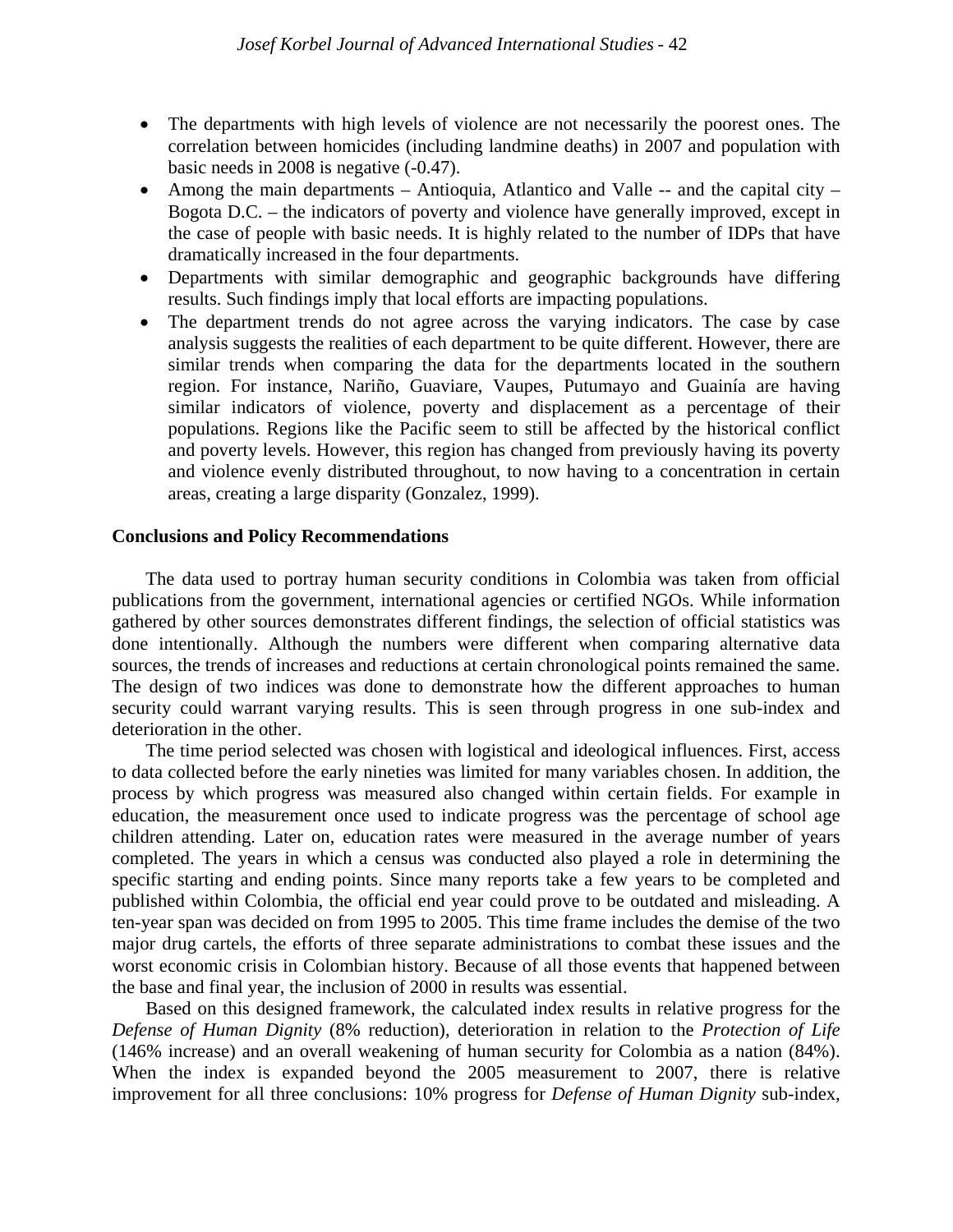- The departments with high levels of violence are not necessarily the poorest ones. The correlation between homicides (including landmine deaths) in 2007 and population with basic needs in 2008 is negative (-0.47).
- Among the main departments – Antioquia, Atlantico and Valle -- and the capital city – Bogota D.C. – the indicators of poverty and violence have generally improved, except in the case of people with basic needs. It is highly related to the number of IDPs that have dramatically increased in the four departments.
- Departments with similar demographic and geographic backgrounds have differing results. Such findings imply that local efforts are impacting populations.
- The department trends do not agree across the varying indicators. The case by case analysis suggests the realities of each department to be quite different. However, there are similar trends when comparing the data for the departments located in the southern region. For instance, Nariño, Guaviare, Vaupes, Putumayo and Guainía are having similar indicators of violence, poverty and displacement as a percentage of their populations. Regions like the Pacific seem to still be affected by the historical conflict and poverty levels. However, this region has changed from previously having its poverty and violence evenly distributed throughout, to now having to a concentration in certain areas, creating a large disparity (Gonzalez, 1999).

**Conclusions and Policy Recommendations**

The data used to portray human security conditions in Colombia was taken from official publications from the government, international agencies or certified NGOs. While information gathered by other sources demonstrates different findings, the selection of official statistics was done intentionally. Although the numbers were different when comparing alternative data sources, the trends of increases and reductions at certain chronological points remained the same. The design of two indices was done to demonstrate how the different approaches to human security could warrant varying results. This is seen through progress in one sub-index and deterioration in the other.

The time period selected was chosen with logistical and ideological influences. First, access to data collected before the early nineties was limited for many variables chosen. In addition, the process by which progress was measured also changed within certain fields. For example in education, the measurement once used to indicate progress was the percentage of school age children attending. Later on, education rates were measured in the average number of years completed. The years in which a census was conducted also played a role in determining the specific starting and ending points. Since many reports take a few years to be completed and published within Colombia, the official end year could prove to be outdated and misleading. A ten-year span was decided on from 1995 to 2005. This time frame includes the demise of the two major drug cartels, the efforts of three separate administrations to combat these issues and the worst economic crisis in Colombian history. Because of all those events that happened between the base and final year, the inclusion of 2000 in results was essential.

Based on this designed framework, the calculated index results in relative progress for the *Defense of Human Dignity* (8% reduction), deterioration in relation to the *Protection of Life* (146% increase) and an overall weakening of human security for Colombia as a nation (84%). When the index is expanded beyond the 2005 measurement to 2007, there is relative improvement for all three conclusions: 10% progress for *Defense of Human Dignity* sub-index,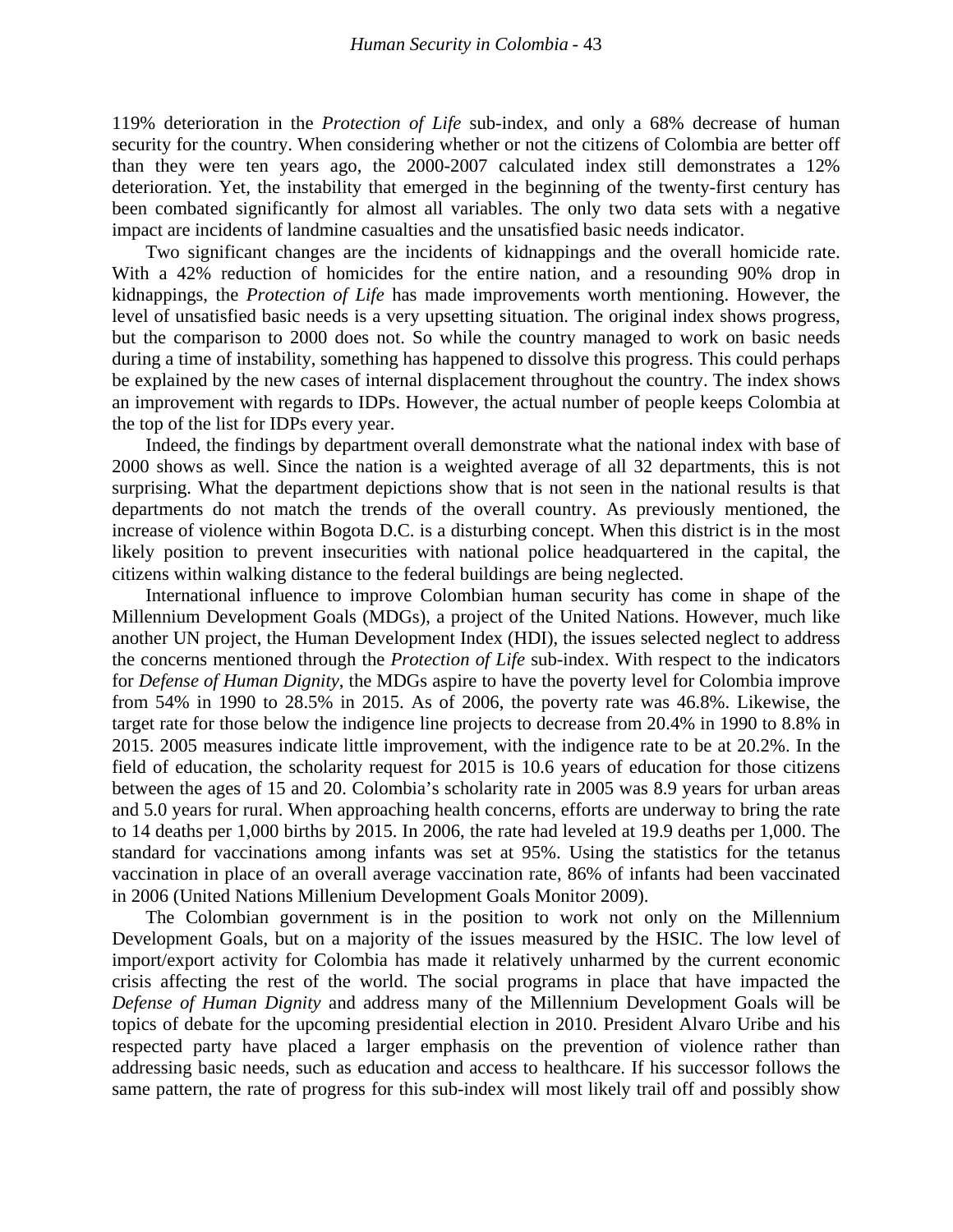119% deterioration in the *Protection of Life* sub-index, and only a 68% decrease of human security for the country. When considering whether or not the citizens of Colombia are better off than they were ten years ago, the 2000-2007 calculated index still demonstrates a 12% deterioration. Yet, the instability that emerged in the beginning of the twenty-first century has been combated significantly for almost all variables. The only two data sets with a negative impact are incidents of landmine casualties and the unsatisfied basic needs indicator.

Two significant changes are the incidents of kidnappings and the overall homicide rate. With a 42% reduction of homicides for the entire nation, and a resounding 90% drop in kidnappings, the *Protection of Life* has made improvements worth mentioning. However, the level of unsatisfied basic needs is a very upsetting situation. The original index shows progress, but the comparison to 2000 does not. So while the country managed to work on basic needs during a time of instability, something has happened to dissolve this progress. This could perhaps be explained by the new cases of internal displacement throughout the country. The index shows an improvement with regards to IDPs. However, the actual number of people keeps Colombia at the top of the list for IDPs every year.

Indeed, the findings by department overall demonstrate what the national index with base of 2000 shows as well. Since the nation is a weighted average of all 32 departments, this is not surprising. What the department depictions show that is not seen in the national results is that departments do not match the trends of the overall country. As previously mentioned, the increase of violence within Bogota D.C. is a disturbing concept. When this district is in the most likely position to prevent insecurities with national police headquartered in the capital, the citizens within walking distance to the federal buildings are being neglected.

International influence to improve Colombian human security has come in shape of the Millennium Development Goals (MDGs), a project of the United Nations. However, much like another UN project, the Human Development Index (HDI), the issues selected neglect to address the concerns mentioned through the *Protection of Life* sub-index. With respect to the indicators for *Defense of Human Dignity*, the MDGs aspire to have the poverty level for Colombia improve from 54% in 1990 to 28.5% in 2015. As of 2006, the poverty rate was 46.8%. Likewise, the target rate for those below the indigence line projects to decrease from 20.4% in 1990 to 8.8% in 2015. 2005 measures indicate little improvement, with the indigence rate to be at 20.2%. In the field of education, the scholarity request for 2015 is 10.6 years of education for those citizens between the ages of 15 and 20. Colombia's scholarity rate in 2005 was 8.9 years for urban areas and 5.0 years for rural. When approaching health concerns, efforts are underway to bring the rate to 14 deaths per 1,000 births by 2015. In 2006, the rate had leveled at 19.9 deaths per 1,000. The standard for vaccinations among infants was set at 95%. Using the statistics for the tetanus vaccination in place of an overall average vaccination rate, 86% of infants had been vaccinated in 2006 (United Nations Millenium Development Goals Monitor 2009).

The Colombian government is in the position to work not only on the Millennium Development Goals, but on a majority of the issues measured by the HSIC. The low level of import/export activity for Colombia has made it relatively unharmed by the current economic crisis affecting the rest of the world. The social programs in place that have impacted the *Defense of Human Dignity* and address many of the Millennium Development Goals will be topics of debate for the upcoming presidential election in 2010. President Alvaro Uribe and his respected party have placed a larger emphasis on the prevention of violence rather than addressing basic needs, such as education and access to healthcare. If his successor follows the same pattern, the rate of progress for this sub-index will most likely trail off and possibly show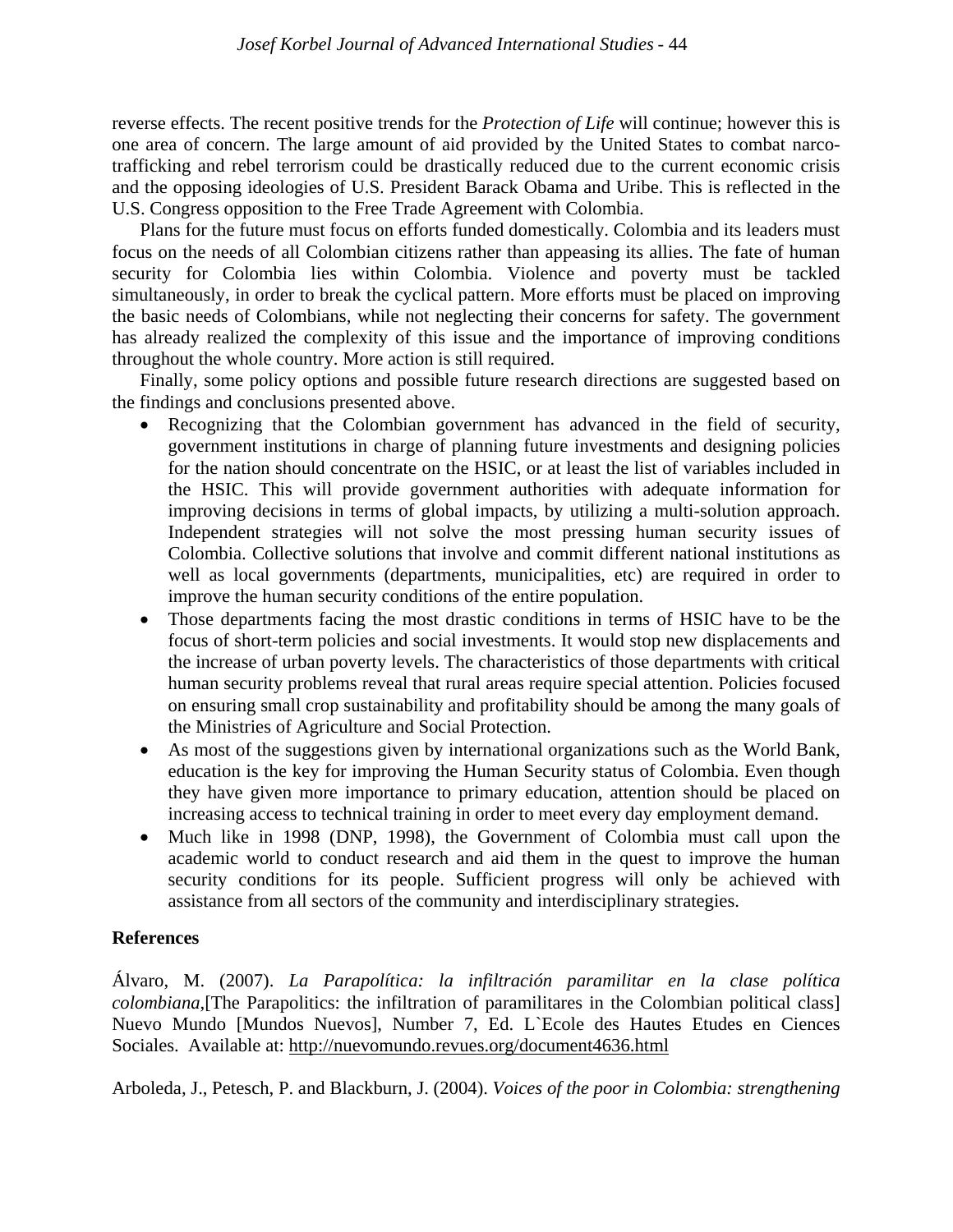reverse effects. The recent positive trends for the *Protection of Life* will continue; however this is one area of concern. The large amount of aid provided by the United States to combat narco-trafficking and rebel terrorism could be drastically reduced due to the current economic crisis and the opposing ideologies of U.S. President Barack Obama and Uribe. This is reflected in the U.S. Congress opposition to the Free Trade Agreement with Colombia.

Plans for the future must focus on efforts funded domestically. Colombia and its leaders must focus on the needs of all Colombian citizens rather than appeasing its allies. The fate of human security for Colombia lies within Colombia. Violence and poverty must be tackled simultaneously, in order to break the cyclical pattern. More efforts must be placed on improving the basic needs of Colombians, while not neglecting their concerns for safety. The government has already realized the complexity of this issue and the importance of improving conditions throughout the whole country. More action is still required.

Finally, some policy options and possible future research directions are suggested based on the findings and conclusions presented above.

- Recognizing that the Colombian government has advanced in the field of security, government institutions in charge of planning future investments and designing policies for the nation should concentrate on the HSIC, or at least the list of variables included in the HSIC. This will provide government authorities with adequate information for improving decisions in terms of global impacts, by utilizing a multi-solution approach. Independent strategies will not solve the most pressing human security issues of Colombia. Collective solutions that involve and commit different national institutions as well as local governments (departments, municipalities, etc) are required in order to improve the human security conditions of the entire population.
- Those departments facing the most drastic conditions in terms of HSIC have to be the focus of short-term policies and social investments. It would stop new displacements and the increase of urban poverty levels. The characteristics of those departments with critical human security problems reveal that rural areas require special attention. Policies focused on ensuring small crop sustainability and profitability should be among the many goals of the Ministries of Agriculture and Social Protection.
- As most of the suggestions given by international organizations such as the World Bank, education is the key for improving the Human Security status of Colombia. Even though they have given more importance to primary education, attention should be placed on increasing access to technical training in order to meet every day employment demand.
- Much like in 1998 (DNP, 1998), the Government of Colombia must call upon the academic world to conduct research and aid them in the quest to improve the human security conditions for its people. Sufficient progress will only be achieved with assistance from all sectors of the community and interdisciplinary strategies.

## References

Álvaro, M. (2007). *La Parapolítica: la infiltración paramilitar en la clase política colombiana*,[The Parapolitics: the infiltration of paramilitares in the Colombian political class] Nuevo Mundo [Mundos Nuevos], Number 7, Ed. L`Ecole des Hautes Etudes en Ciences Sociales. Available at: http://nuevomundo.revues.org/document4636.html

Arboleda, J., Petesch, P. and Blackburn, J. (2004). *Voices of the poor in Colombia: strengthening*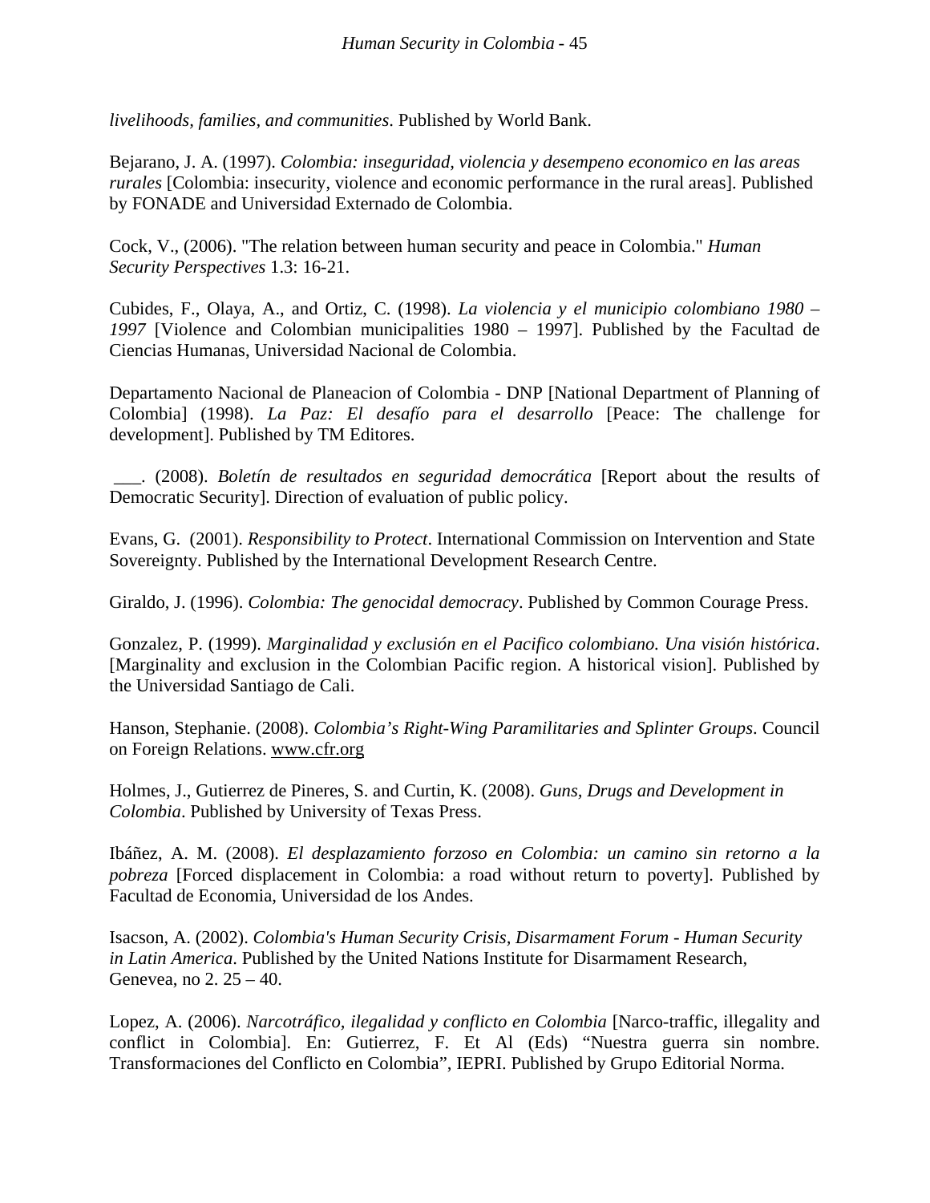*livelihoods, families, and communities*. Published by World Bank.

Bejarano, J. A. (1997). *Colombia: inseguridad, violencia y desempeno economico en las areas rurales* [Colombia: insecurity, violence and economic performance in the rural areas]. Published by FONADE and Universidad Externado de Colombia.

Cock, V., (2006). "The relation between human security and peace in Colombia." *Human Security Perspectives* 1.3: 16-21.

Cubides, F., Olaya, A., and Ortiz, C. (1998). *La violencia y el municipio colombiano 1980 – 1997* [Violence and Colombian municipalities 1980 – 1997]. Published by the Facultad de Ciencias Humanas, Universidad Nacional de Colombia.

Departamento Nacional de Planeacion of Colombia - DNP [National Department of Planning of Colombia] (1998). *La Paz: El desafío para el desarrollo* [Peace: The challenge for development]. Published by TM Editores.

___. (2008). *Boletín de resultados en seguridad democrática* [Report about the results of Democratic Security]. Direction of evaluation of public policy.

Evans, G. (2001). *Responsibility to Protect*. International Commission on Intervention and State Sovereignty. Published by the International Development Research Centre.

Giraldo, J. (1996). *Colombia: The genocidal democracy*. Published by Common Courage Press.

Gonzalez, P. (1999). *Marginalidad y exclusión en el Pacifico colombiano. Una visión histórica*. [Marginality and exclusion in the Colombian Pacific region. A historical vision]. Published by the Universidad Santiago de Cali.

Hanson, Stephanie. (2008). *Colombia's Right-Wing Paramilitaries and Splinter Groups*. Council on Foreign Relations. www.cfr.org

Holmes, J., Gutierrez de Pineres, S. and Curtin, K. (2008). *Guns, Drugs and Development in Colombia*. Published by University of Texas Press.

Ibáñez, A. M. (2008). *El desplazamiento forzoso en Colombia: un camino sin retorno a la pobreza* [Forced displacement in Colombia: a road without return to poverty]. Published by Facultad de Economia, Universidad de los Andes.

Isacson, A. (2002). *Colombia's Human Security Crisis, Disarmament Forum - Human Security in Latin America*. Published by the United Nations Institute for Disarmament Research, Genevea, no 2. 25 – 40.

Lopez, A. (2006). *Narcotráfico, ilegalidad y conflicto en Colombia* [Narco-traffic, illegality and conflict in Colombia]. En: Gutierrez, F. Et Al (Eds) "Nuestra guerra sin nombre. Transformaciones del Conflicto en Colombia", IEPRI. Published by Grupo Editorial Norma.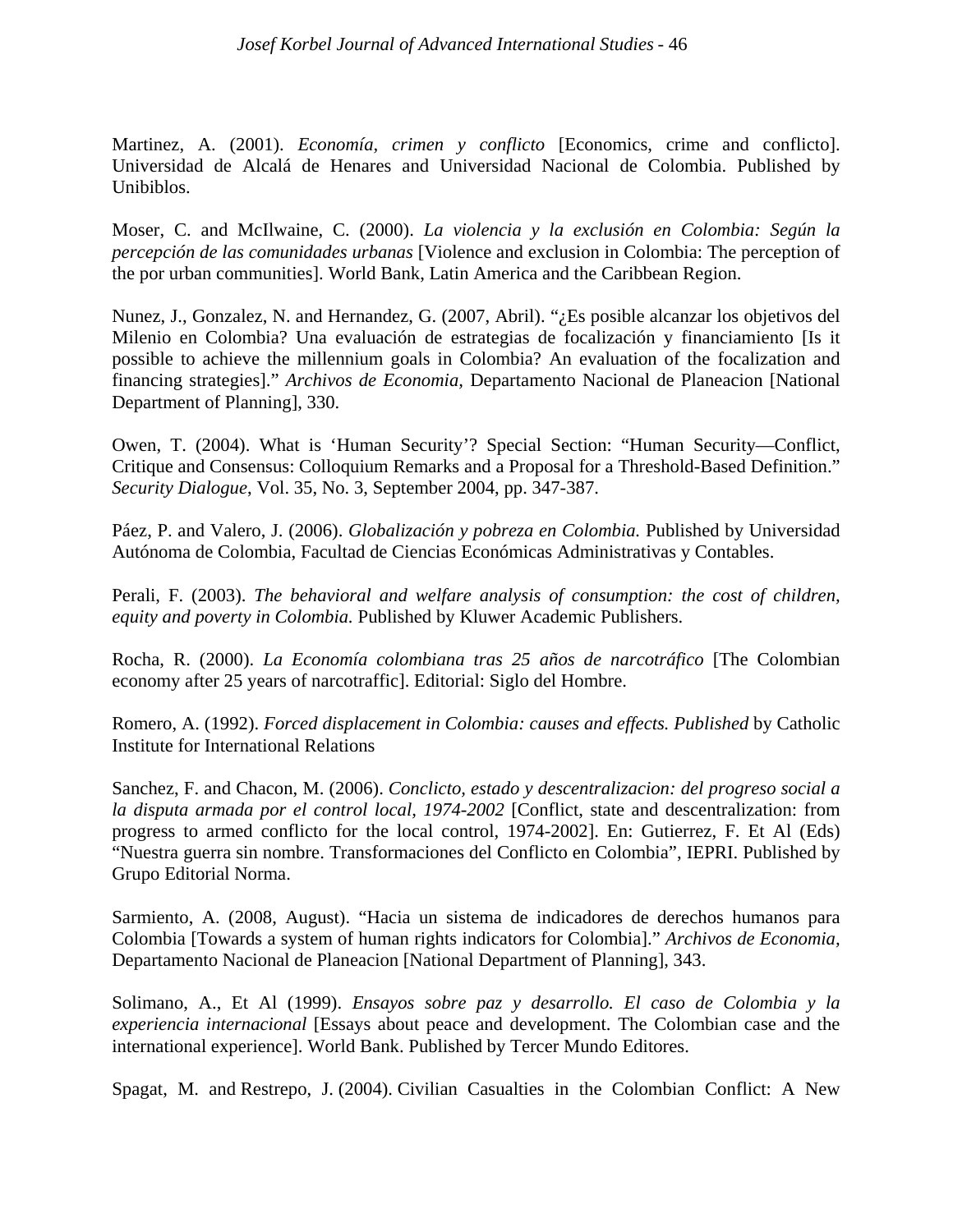Martinez, A. (2001). *Economía, crimen y conflicto* [Economics, crime and conflicto]. Universidad de Alcalá de Henares and Universidad Nacional de Colombia. Published by Unibiblos.

Moser, C. and McIlwaine, C. (2000). *La violencia y la exclusión en Colombia: Según la percepción de las comunidades urbanas* [Violence and exclusion in Colombia: The perception of the por urban communities]. World Bank, Latin America and the Caribbean Region.

Nunez, J., Gonzalez, N. and Hernandez, G. (2007, Abril). "¿Es posible alcanzar los objetivos del Milenio en Colombia? Una evaluación de estrategias de focalización y financiamiento [Is it possible to achieve the millennium goals in Colombia? An evaluation of the focalization and financing strategies]." *Archivos de Economia*, Departamento Nacional de Planeacion [National Department of Planning], 330.

Owen, T. (2004). What is 'Human Security'? Special Section: "Human Security—Conflict, Critique and Consensus: Colloquium Remarks and a Proposal for a Threshold-Based Definition." *Security Dialogue*, Vol. 35, No. 3, September 2004, pp. 347-387.

Páez, P. and Valero, J. (2006). *Globalización y pobreza en Colombia.* Published by Universidad Autónoma de Colombia, Facultad de Ciencias Económicas Administrativas y Contables.

Perali, F. (2003). *The behavioral and welfare analysis of consumption: the cost of children, equity and poverty in Colombia.* Published by Kluwer Academic Publishers.

Rocha, R. (2000). *La Economía colombiana tras 25 años de narcotráfico* [The Colombian economy after 25 years of narcotraffic]. Editorial: Siglo del Hombre.

Romero, A. (1992). *Forced displacement in Colombia: causes and effects. Published* by Catholic Institute for International Relations

Sanchez, F. and Chacon, M. (2006). *Conclicto, estado y descentralizacion: del progreso social a la disputa armada por el control local, 1974-2002* [Conflict, state and descentralization: from progress to armed conflicto for the local control, 1974-2002]. En: Gutierrez, F. Et Al (Eds) "Nuestra guerra sin nombre. Transformaciones del Conflicto en Colombia", IEPRI. Published by Grupo Editorial Norma.

Sarmiento, A. (2008, August). "Hacia un sistema de indicadores de derechos humanos para Colombia [Towards a system of human rights indicators for Colombia]." *Archivos de Economia*, Departamento Nacional de Planeacion [National Department of Planning], 343.

Solimano, A., Et Al (1999). *Ensayos sobre paz y desarrollo. El caso de Colombia y la experiencia internacional* [Essays about peace and development. The Colombian case and the international experience]. World Bank. Published by Tercer Mundo Editores.

Spagat, M. and Restrepo, J. (2004). Civilian Casualties in the Colombian Conflict: A New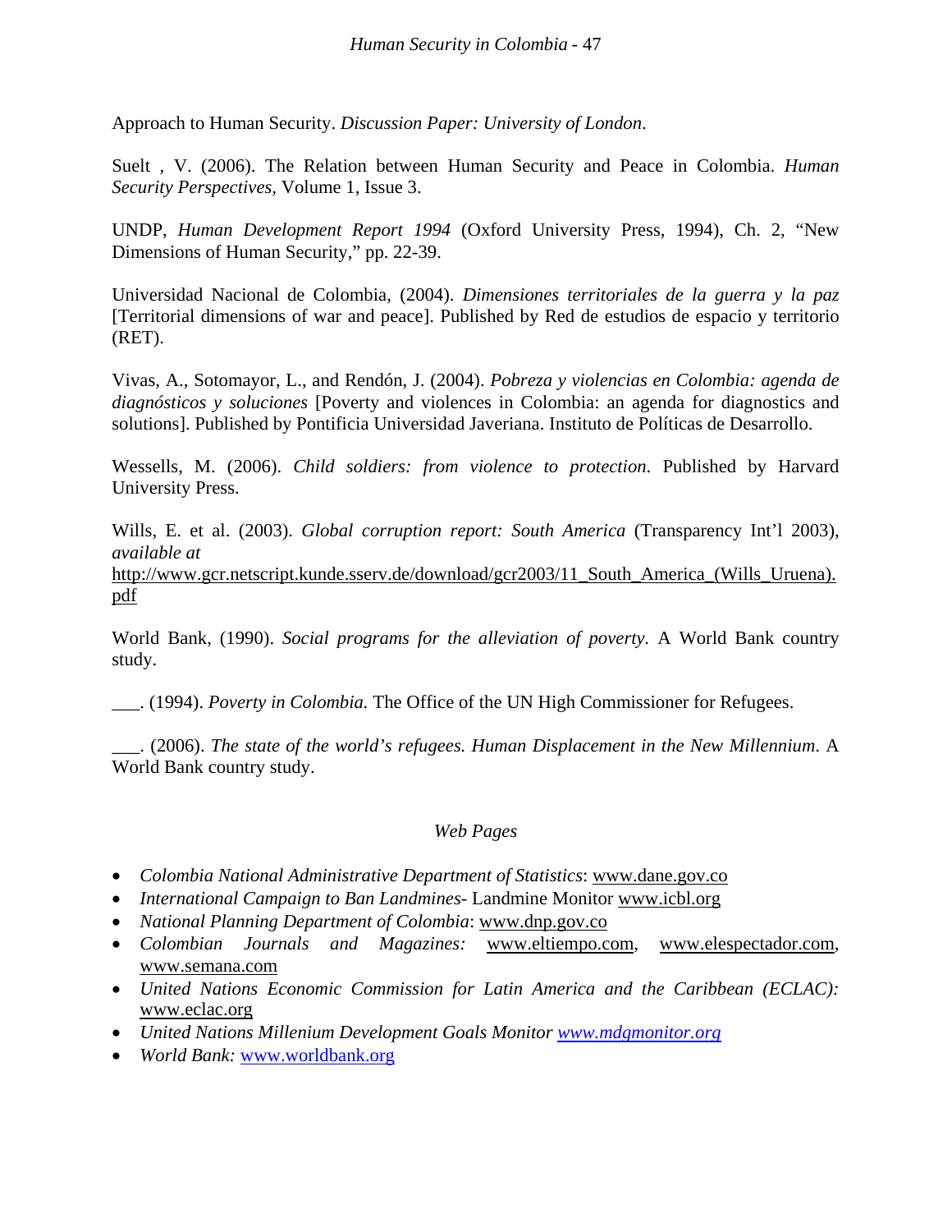Approach to Human Security. *Discussion Paper: University of London*.

Suelt , V. (2006). The Relation between Human Security and Peace in Colombia. *Human Security Perspectives*, Volume 1, Issue 3.

UNDP, *Human Development Report 1994* (Oxford University Press, 1994), Ch. 2, "New Dimensions of Human Security," pp. 22-39.

Universidad Nacional de Colombia, (2004). *Dimensiones territoriales de la guerra y la paz* [Territorial dimensions of war and peace]. Published by Red de estudios de espacio y territorio (RET).

Vivas, A., Sotomayor, L., and Rendón, J. (2004). *Pobreza y violencias en Colombia: agenda de diagnósticos y soluciones* [Poverty and violences in Colombia: an agenda for diagnostics and solutions]. Published by Pontificia Universidad Javeriana. Instituto de Políticas de Desarrollo.

Wessells, M. (2006). *Child soldiers: from violence to protection.* Published by Harvard University Press.

Wills, E. et al. (2003). *Global corruption report: South America* (Transparency Int'l 2003), *available at* http://www.gcr.netscript.kunde.sserv.de/download/gcr2003/11_South_America_(Wills_Uruena).pdf

World Bank, (1990). *Social programs for the alleviation of poverty.* A World Bank country study.

___. (1994). *Poverty in Colombia.* The Office of the UN High Commissioner for Refugees.

___. (2006). *The state of the world's refugees. Human Displacement in the New Millennium*. A World Bank country study.

*Web Pages*

- *Colombia National Administrative Department of Statistics*: www.dane.gov.co
- *International Campaign to Ban Landmines*- Landmine Monitor www.icbl.org
- *National Planning Department of Colombia*: www.dnp.gov.co
- *Colombian Journals and Magazines:* www.eltiempo.com, www.elespectador.com, www.semana.com
- *United Nations Economic Commission for Latin America and the Caribbean (ECLAC):* www.eclac.org
- *United Nations Millenium Development Goals Monitor* *www.mdgmonitor.org*
- *World Bank:* www.worldbank.org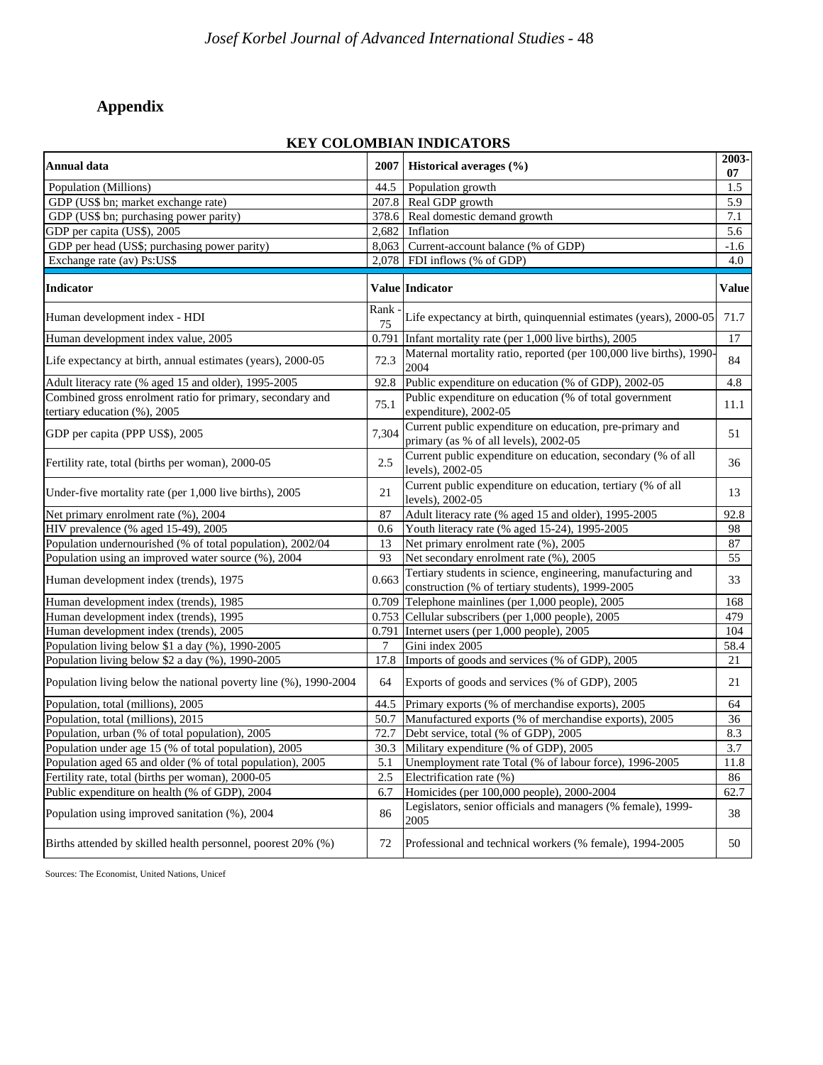## Appendix

**KEY COLOMBIAN INDICATORS**

| **Annual data** | **2007** | **Historical averages (%)** | **2003-07** |
|---|---|---|---|
| Population (Millions) | 44.5 | Population growth | 1.5 |
| GDP (US$ bn; market exchange rate) | 207.8 | Real GDP growth | 5.9 |
| GDP (US$ bn; purchasing power parity) | 378.6 | Real domestic demand growth | 7.1 |
| GDP per capita (US$), 2005 | 2,682 | Inflation | 5.6 |
| GDP per head (US$; purchasing power parity) | 8,063 | Current-account balance (% of GDP) | -1.6 |
| Exchange rate (av) Ps:US$ | 2,078 | FDI inflows (% of GDP) | 4.0 |
| **Indicator** | **Value** | **Indicator** | **Value** |
| Human development index - HDI | Rank - 75 | Life expectancy at birth, quinquennial estimates (years), 2000-05 | 71.7 |
| Human development index value, 2005 | 0.791 | Infant mortality rate (per 1,000 live births), 2005 | 17 |
| Life expectancy at birth, annual estimates (years), 2000-05 | 72.3 | Maternal mortality ratio, reported (per 100,000 live births), 1990-2004 | 84 |
| Adult literacy rate (% aged 15 and older), 1995-2005 | 92.8 | Public expenditure on education (% of GDP), 2002-05 | 4.8 |
| Combined gross enrolment ratio for primary, secondary and tertiary education (%), 2005 | 75.1 | Public expenditure on education (% of total government expenditure), 2002-05 | 11.1 |
| GDP per capita (PPP US$), 2005 | 7,304 | Current public expenditure on education, pre-primary and primary (as % of all levels), 2002-05 | 51 |
| Fertility rate, total (births per woman), 2000-05 | 2.5 | Current public expenditure on education, secondary (% of all levels), 2002-05 | 36 |
| Under-five mortality rate (per 1,000 live births), 2005 | 21 | Current public expenditure on education, tertiary (% of all levels), 2002-05 | 13 |
| Net primary enrolment rate (%), 2004 | 87 | Adult literacy rate (% aged 15 and older), 1995-2005 | 92.8 |
| HIV prevalence (% aged 15-49), 2005 | 0.6 | Youth literacy rate (% aged 15-24), 1995-2005 | 98 |
| Population undernourished (% of total population), 2002/04 | 13 | Net primary enrolment rate (%), 2005 | 87 |
| Population using an improved water source (%), 2004 | 93 | Net secondary enrolment rate (%), 2005 | 55 |
| Human development index (trends), 1975 | 0.663 | Tertiary students in science, engineering, manufacturing and construction (% of tertiary students), 1999-2005 | 33 |
| Human development index (trends), 1985 | 0.709 | Telephone mainlines (per 1,000 people), 2005 | 168 |
| Human development index (trends), 1995 | 0.753 | Cellular subscribers (per 1,000 people), 2005 | 479 |
| Human development index (trends), 2005 | 0.791 | Internet users (per 1,000 people), 2005 | 104 |
| Population living below $1 a day (%), 1990-2005 | 7 | Gini index 2005 | 58.4 |
| Population living below $2 a day (%), 1990-2005 | 17.8 | Imports of goods and services (% of GDP), 2005 | 21 |
| Population living below the national poverty line (%), 1990-2004 | 64 | Exports of goods and services (% of GDP), 2005 | 21 |
| Population, total (millions), 2005 | 44.5 | Primary exports (% of merchandise exports), 2005 | 64 |
| Population, total (millions), 2015 | 50.7 | Manufactured exports (% of merchandise exports), 2005 | 36 |
| Population, urban (% of total population), 2005 | 72.7 | Debt service, total (% of GDP), 2005 | 8.3 |
| Population under age 15 (% of total population), 2005 | 30.3 | Military expenditure (% of GDP), 2005 | 3.7 |
| Population aged 65 and older (% of total population), 2005 | 5.1 | Unemployment rate Total (% of labour force), 1996-2005 | 11.8 |
| Fertility rate, total (births per woman), 2000-05 | 2.5 | Electrification rate (%) | 86 |
| Public expenditure on health (% of GDP), 2004 | 6.7 | Homicides (per 100,000 people), 2000-2004 | 62.7 |
| Population using improved sanitation (%), 2004 | 86 | Legislators, senior officials and managers (% female), 1999-2005 | 38 |
| Births attended by skilled health personnel, poorest 20% (%) | 72 | Professional and technical workers (% female), 1994-2005 | 50 |

Sources: The Economist, United Nations, Unicef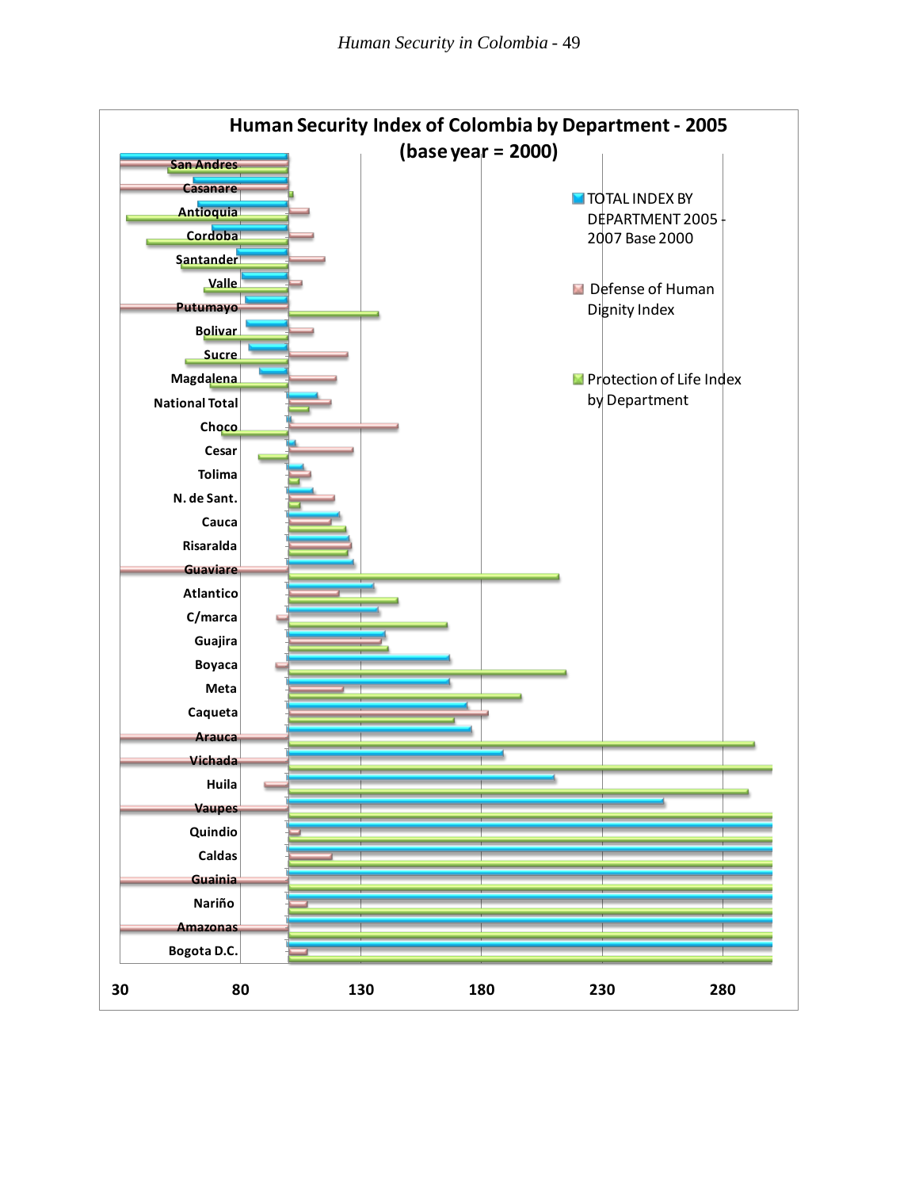**Human Security Index of Colombia by Department - 2005 (base year = 2000)**

Legend:
- TOTAL INDEX BY DEPARTMENT 2005 - 2007 Base 2000
- Defense of Human Dignity Index
- Protection of Life Index by Department

Departments: San Andres, Casanare, Antioquia, Cordoba, Santander, Valle, Putumayo, Bolivar, Sucre, Magdalena, National Total, Choco, Cesar, Tolima, N. de Sant., Cauca, Risaralda, Guaviare, Atlantico, C/marca, Guajira, Boyaca, Meta, Caqueta, Arauca, Vichada, Huila, Vaupes, Quindio, Caldas, Guainia, Nariño, Amazonas, Bogota D.C.

Axis: 30, 80, 130, 180, 230, 280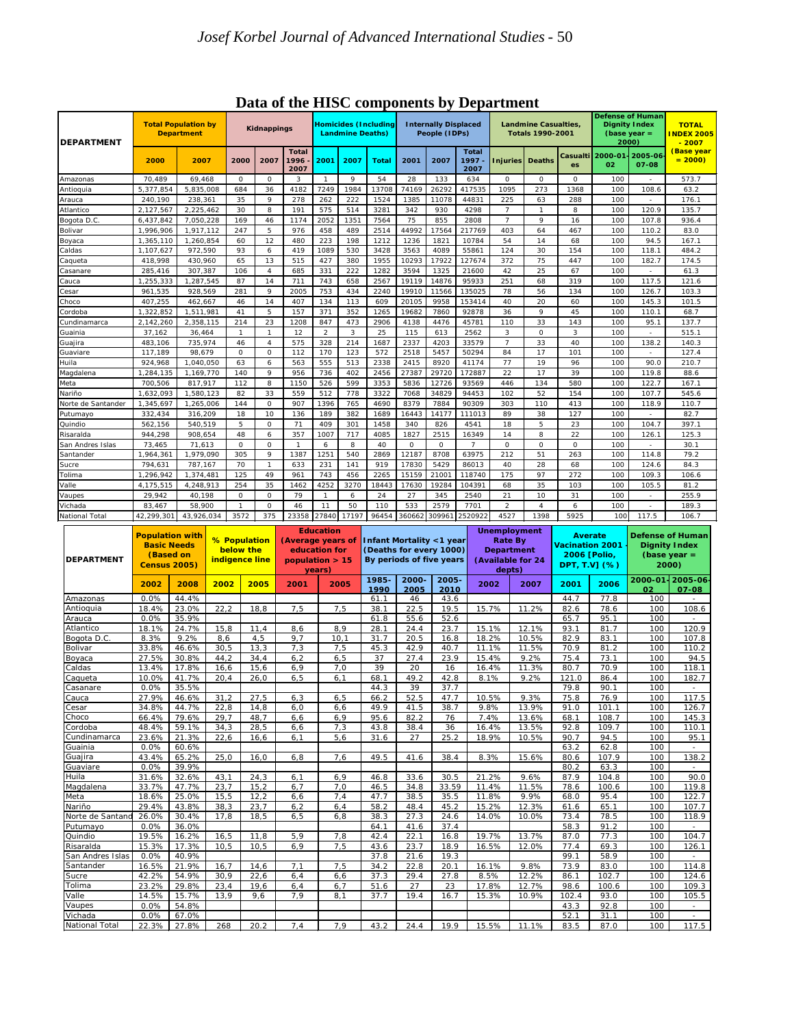# Data of the HISC components by Department

| DEPARTMENT | Total Population by Department | | Kidnappings | | | Homicides (Including Landmine Deaths) | | | Internally Displaced People (IDPs) | | | Landmine Casualties, Totals 1990-2001 | | | Defense of Human Dignity Index (base year = 2000) | | TOTAL INDEX 2005 - 2007 (Base year = 2000) |
|---|---|---|---|---|---|---|---|---|---|---|---|---|---|---|---|---|---|
| | 2000 | 2007 | 2000 | 2007 | Total 1996 - 2007 | 2001 | 2007 | Total | 2001 | 2007 | Total 1997 - 2007 | Injuries | Deaths | Casualties | 2000-01-02 | 2005-06-07-08 | |
| Amazonas | 70,489 | 69,468 | 0 | 0 | 3 | 1 | 9 | 54 | 28 | 133 | 634 | 0 | 0 | 0 | 100 | - | 573.7 |
| Antioquia | 5,377,854 | 5,835,008 | 684 | 36 | 4182 | 7249 | 1984 | 13708 | 74169 | 26292 | 417535 | 1095 | 273 | 1368 | 100 | 108.6 | 63.2 |
| Arauca | 240,190 | 238,361 | 35 | 9 | 278 | 262 | 222 | 1524 | 1385 | 11078 | 44831 | 225 | 63 | 288 | 100 | - | 176.1 |
| Atlantico | 2,127,567 | 2,225,462 | 30 | 8 | 191 | 575 | 514 | 3281 | 342 | 930 | 4298 | 7 | 1 | 8 | 100 | 120.9 | 135.7 |
| Bogota D.C. | 6,437,842 | 7,050,228 | 169 | 46 | 1174 | 2052 | 1351 | 7564 | 75 | 855 | 2808 | 7 | 9 | 16 | 100 | 107.8 | 936.4 |
| Bolivar | 1,996,906 | 1,917,112 | 247 | 5 | 976 | 458 | 489 | 2514 | 44992 | 17564 | 217769 | 403 | 64 | 467 | 100 | 110.2 | 83.0 |
| Boyaca | 1,365,110 | 1,260,854 | 60 | 12 | 480 | 223 | 198 | 1212 | 1236 | 1821 | 10784 | 54 | 14 | 68 | 100 | 94.5 | 167.1 |
| Caldas | 1,107,627 | 972,590 | 93 | 6 | 419 | 1089 | 530 | 3428 | 3563 | 4089 | 55861 | 124 | 30 | 154 | 100 | 118.1 | 484.2 |
| Caqueta | 418,998 | 430,960 | 65 | 13 | 515 | 427 | 380 | 1955 | 10293 | 17922 | 127674 | 372 | 75 | 447 | 100 | 182.7 | 174.5 |
| Casanare | 285,416 | 307,387 | 106 | 4 | 685 | 331 | 222 | 1282 | 3594 | 1325 | 21600 | 42 | 25 | 67 | 100 | - | 61.3 |
| Cauca | 1,255,333 | 1,287,545 | 87 | 14 | 711 | 743 | 658 | 2567 | 19119 | 14876 | 95933 | 251 | 68 | 319 | 100 | 117.5 | 121.6 |
| Cesar | 961,535 | 928,569 | 281 | 9 | 2005 | 753 | 434 | 2240 | 19910 | 11566 | 135025 | 78 | 56 | 134 | 100 | 126.7 | 103.3 |
| Choco | 407,255 | 462,667 | 46 | 14 | 407 | 134 | 113 | 609 | 20105 | 9958 | 153414 | 40 | 20 | 60 | 100 | 145.3 | 101.5 |
| Cordoba | 1,322,852 | 1,511,981 | 41 | 5 | 157 | 371 | 352 | 1265 | 19682 | 7860 | 92878 | 36 | 9 | 45 | 100 | 110.1 | 68.7 |
| Cundinamarca | 2,142,260 | 2,358,115 | 214 | 23 | 1208 | 847 | 473 | 2906 | 4138 | 4476 | 45781 | 110 | 33 | 143 | 100 | 95.1 | 137.7 |
| Guainia | 37,162 | 36,464 | 1 | 1 | 12 | 2 | 3 | 25 | 115 | 613 | 2562 | 3 | 0 | 3 | 100 | - | 515.1 |
| Guajira | 483,106 | 735,974 | 46 | 4 | 575 | 328 | 214 | 1687 | 2337 | 4203 | 33579 | 7 | 33 | 40 | 100 | 138.2 | 140.3 |
| Guaviare | 117,189 | 98,679 | 0 | 0 | 112 | 170 | 123 | 572 | 2518 | 5457 | 50294 | 84 | 17 | 101 | 100 | - | 127.4 |
| Huila | 924,968 | 1,040,050 | 63 | 6 | 563 | 555 | 513 | 2338 | 2415 | 8920 | 41174 | 77 | 19 | 96 | 100 | 90.0 | 210.7 |
| Magdalena | 1,284,135 | 1,169,770 | 140 | 9 | 956 | 736 | 402 | 2456 | 27387 | 29720 | 172887 | 22 | 17 | 39 | 100 | 119.8 | 88.6 |
| Meta | 700,506 | 817,917 | 112 | 8 | 1150 | 526 | 599 | 3353 | 5836 | 12726 | 93569 | 446 | 134 | 580 | 100 | 122.7 | 167.1 |
| Nariño | 1,632,093 | 1,580,123 | 82 | 33 | 559 | 512 | 778 | 3322 | 7068 | 34829 | 94453 | 102 | 52 | 154 | 100 | 107.7 | 545.6 |
| Norte de Santander | 1,345,697 | 1,265,006 | 144 | 0 | 907 | 1396 | 765 | 4690 | 8379 | 7884 | 90309 | 303 | 110 | 413 | 100 | 118.9 | 110.7 |
| Putumayo | 332,434 | 316,209 | 18 | 10 | 136 | 189 | 382 | 1689 | 16443 | 14177 | 111013 | 89 | 38 | 127 | 100 | - | 82.7 |
| Quindio | 562,156 | 540,519 | 5 | 0 | 71 | 409 | 301 | 1458 | 340 | 826 | 4541 | 18 | 5 | 23 | 100 | 104.7 | 397.1 |
| Risaralda | 944,298 | 908,654 | 48 | 6 | 357 | 1007 | 717 | 4085 | 1827 | 2515 | 16349 | 14 | 8 | 22 | 100 | 126.1 | 125.3 |
| San Andres Islas | 73,465 | 71,613 | 0 | 0 | 1 | 6 | 8 | 40 | 0 | 0 | 7 | 0 | 0 | 0 | 100 | - | 30.1 |
| Santander | 1,964,361 | 1,979,090 | 305 | 9 | 1387 | 1251 | 540 | 2869 | 12187 | 8708 | 63975 | 212 | 51 | 263 | 100 | 114.8 | 79.2 |
| Sucre | 794,631 | 787,167 | 70 | 1 | 633 | 231 | 141 | 919 | 17830 | 5429 | 86013 | 40 | 28 | 68 | 100 | 124.6 | 84.3 |
| Tolima | 1,296,942 | 1,374,481 | 125 | 49 | 961 | 743 | 456 | 2265 | 15159 | 21001 | 118740 | 175 | 97 | 272 | 100 | 109.3 | 106.6 |
| Valle | 4,175,515 | 4,248,913 | 254 | 35 | 1462 | 4252 | 3270 | 18443 | 17630 | 19284 | 104391 | 68 | 35 | 103 | 100 | 105.5 | 81.2 |
| Vaupes | 29,942 | 40,198 | 0 | 0 | 79 | 1 | 6 | 24 | 27 | 345 | 2540 | 21 | 10 | 31 | 100 | - | 255.9 |
| Vichada | 83,467 | 58,900 | 1 | 0 | 46 | 11 | 50 | 110 | 533 | 2579 | 7701 | 2 | 4 | 6 | 100 | - | 189.3 |
| National Total | 42,299,301 | 43,926,034 | 3572 | 375 | 23358 | 27840 | 17197 | 96454 | 360662 | 309961 | 2520922 | 4527 | 1398 | 5925 | 100 | 117.5 | 106.7 |

| DEPARTMENT | Population with Basic Needs (Based on Census 2005) | | % Population below the indigence line | | Education (Average years of education for population > 15 years) | | Infant Mortality <1 year (Deaths for every 1000) By periods of five years | | | Unemployment Rate By Department (Available for 24 depts) | | Averate Vacination 2001 - 2006 [Polio, DPT, T.V] (%) | | Defense of Human Dignity Index (base year = 2000) | |
|---|---|---|---|---|---|---|---|---|---|---|---|---|---|---|---|
| | 2002 | 2008 | 2002 | 2005 | 2001 | 2005 | 1985-1990 | 2000-2005 | 2005-2010 | 2002 | 2007 | 2001 | 2006 | 2000-01-02 | 2005-06-07-08 |
| Amazonas | 0.0% | 44.4% | | | | | 61.1 | 46 | 43.6 | | | 44.7 | 77.8 | 100 | - |
| Antioquia | 18.4% | 23.0% | 22,2 | 18,8 | 7,5 | 7,5 | 38.1 | 22.5 | 19.5 | 15.7% | 11.2% | 82.6 | 78.6 | 100 | 108.6 |
| Arauca | 0.0% | 35.9% | | | | | 61.8 | 55.6 | 52.6 | | | 65.7 | 95.1 | 100 | - |
| Atlantico | 18.1% | 24.7% | 15,8 | 11,4 | 8,6 | 8,9 | 28.1 | 24.4 | 23.7 | 15.1% | 12.1% | 93.1 | 81.7 | 100 | 120.9 |
| Bogota D.C. | 8.3% | 9.2% | 8,6 | 4,5 | 9,7 | 10,1 | 31.7 | 20.5 | 16.8 | 18.2% | 10.5% | 82.9 | 83.1 | 100 | 107.8 |
| Bolivar | 33.8% | 46.6% | 30,5 | 13,3 | 7,3 | 7,5 | 45.3 | 42.9 | 40.7 | 11.1% | 11.5% | 70.9 | 81.2 | 100 | 110.2 |
| Boyaca | 27.5% | 30.8% | 44,2 | 34,4 | 6,2 | 6,5 | 37 | 27.4 | 23.9 | 15.4% | 9.2% | 75.4 | 73.1 | 100 | 94.5 |
| Caldas | 13.4% | 17.8% | 16,6 | 15,6 | 6,9 | 7,0 | 39 | 20 | 16 | 16.4% | 11.3% | 80.7 | 70.9 | 100 | 118.1 |
| Caqueta | 10.0% | 41.7% | 20,4 | 26,0 | 6,5 | 6,1 | 68.1 | 49.2 | 42.8 | 8.1% | 9.2% | 121.0 | 86.4 | 100 | 182.7 |
| Casanare | 0.0% | 35.5% | | | | | 44.3 | 39 | 37.7 | | | 79.8 | 90.1 | 100 | - |
| Cauca | 27.9% | 46.6% | 31,2 | 27,5 | 6,3 | 6,5 | 66.2 | 52.5 | 47.7 | 10.5% | 9.3% | 75.8 | 76.9 | 100 | 117.5 |
| Cesar | 34.8% | 44.7% | 22,8 | 14,8 | 6,0 | 6,6 | 49.9 | 41.5 | 38.7 | 9.8% | 13.9% | 91.0 | 101.1 | 100 | 126.7 |
| Choco | 66.4% | 79.6% | 29,7 | 48,7 | 6,6 | 6,9 | 95.6 | 82.2 | 76 | 7.4% | 13.6% | 68.1 | 108.7 | 100 | 145.3 |
| Cordoba | 48.4% | 59.1% | 34,3 | 28,5 | 6,6 | 7,3 | 43.8 | 38.4 | 36 | 16.4% | 13.5% | 92.8 | 109.7 | 100 | 110.1 |
| Cundinamarca | 23.6% | 21.3% | 22,6 | 16,6 | 6,1 | 5,6 | 31.6 | 27 | 25.2 | 18.9% | 10.5% | 90.7 | 94.5 | 100 | 95.1 |
| Guainia | 0.0% | 60.6% | | | | | | | | | | 63.2 | 62.8 | 100 | - |
| Guajira | 43.4% | 65.2% | 25,0 | 16,0 | 6,8 | 7,6 | 49.5 | 41.6 | 38.4 | 8.3% | 15.6% | 80.6 | 107.9 | 100 | 138.2 |
| Guaviare | 0.0% | 39.9% | | | | | | | | | | 80.2 | 63.3 | 100 | - |
| Huila | 31.6% | 32.6% | 43,1 | 24,3 | 6,1 | 6,9 | 46.8 | 33.6 | 30.5 | 21.2% | 9.6% | 87.9 | 104.8 | 100 | 90.0 |
| Magdalena | 33.7% | 47.7% | 23,7 | 15,2 | 6,7 | 7,0 | 46.5 | 34.8 | 33.59 | 11.4% | 11.5% | 78.6 | 100.6 | 100 | 119.8 |
| Meta | 18.6% | 25.0% | 15,5 | 12,2 | 6,6 | 7,4 | 47.7 | 38.5 | 35.5 | 11.8% | 9.9% | 68.0 | 95.4 | 100 | 122.7 |
| Nariño | 29.4% | 43.8% | 38,3 | 23,7 | 6,2 | 6,4 | 58.2 | 48.4 | 45.2 | 15.2% | 12.3% | 61.6 | 65.1 | 100 | 107.7 |
| Norte de Santand | 26.0% | 30.4% | 17,8 | 18,5 | 6,5 | 6,8 | 38.3 | 27.3 | 24.6 | 14.0% | 10.0% | 73.4 | 78.5 | 100 | 118.9 |
| Putumayo | 0.0% | 36.0% | | | | | 64.1 | 41.6 | 37.4 | | | 58.3 | 91.2 | 100 | - |
| Quindio | 19.5% | 16.2% | 16,5 | 11,8 | 5,9 | 7,8 | 42.4 | 22.1 | 16.8 | 19.7% | 13.7% | 87.0 | 77.3 | 100 | 104.7 |
| Risaralda | 15.3% | 17.3% | 10,5 | 10,5 | 6,9 | 7,5 | 43.6 | 23.7 | 18.9 | 16.5% | 12.0% | 77.4 | 69.3 | 100 | 126.1 |
| San Andres Islas | 0.0% | 40.9% | | | | | 37.8 | 21.6 | 19.3 | | | 99.1 | 58.9 | 100 | - |
| Santander | 16.5% | 21.9% | 16,7 | 14,6 | 7,1 | 7,5 | 34.2 | 22.8 | 20.1 | 16.1% | 9.8% | 73.9 | 83.0 | 100 | 114.8 |
| Sucre | 42.2% | 54.9% | 30,9 | 22,6 | 6,4 | 6,6 | 37.3 | 29.4 | 27.8 | 8.5% | 12.2% | 86.1 | 102.7 | 100 | 124.6 |
| Tolima | 23.2% | 29.8% | 23,4 | 19,6 | 6,4 | 6,7 | 51.6 | 27 | 23 | 17.8% | 12.7% | 98.6 | 100.6 | 100 | 109.3 |
| Valle | 14.5% | 15.7% | 13,9 | 9,6 | 7,9 | 8,1 | 37.7 | 19.4 | 16.7 | 15.3% | 10.9% | 102.4 | 93.0 | 100 | 105.5 |
| Vaupes | 0.0% | 54.8% | | | | | | | | | | 43.3 | 92.8 | 100 | - |
| Vichada | 0.0% | 67.0% | | | | | | | | | | 52.1 | 31.1 | 100 | - |
| National Total | 22.3% | 27.8% | 268 | 20.2 | 7,4 | 7,9 | 43.2 | 24.4 | 19.9 | 15.5% | 11.1% | 83.5 | 87.0 | 100 | 117.5 |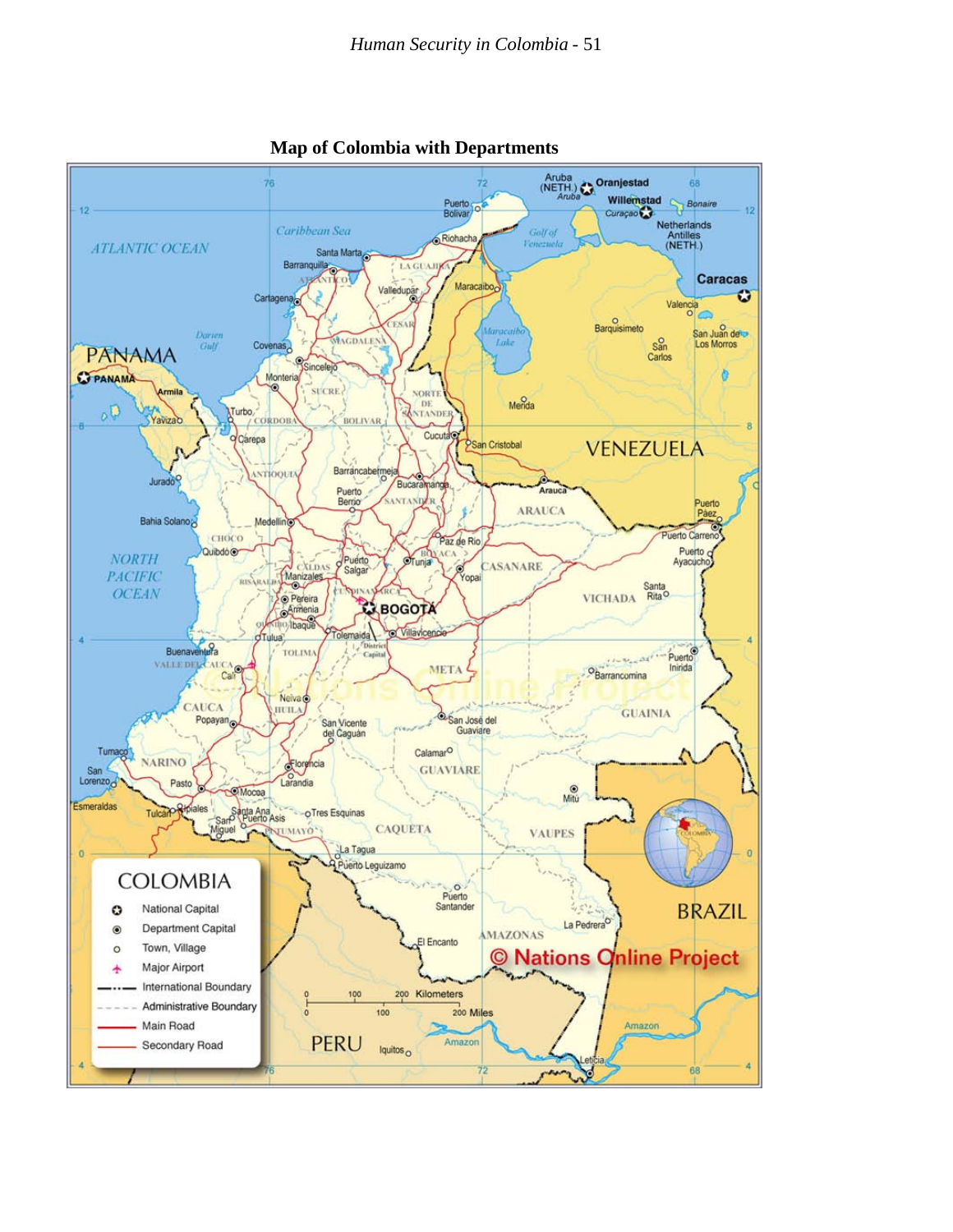**Map of Colombia with Departments**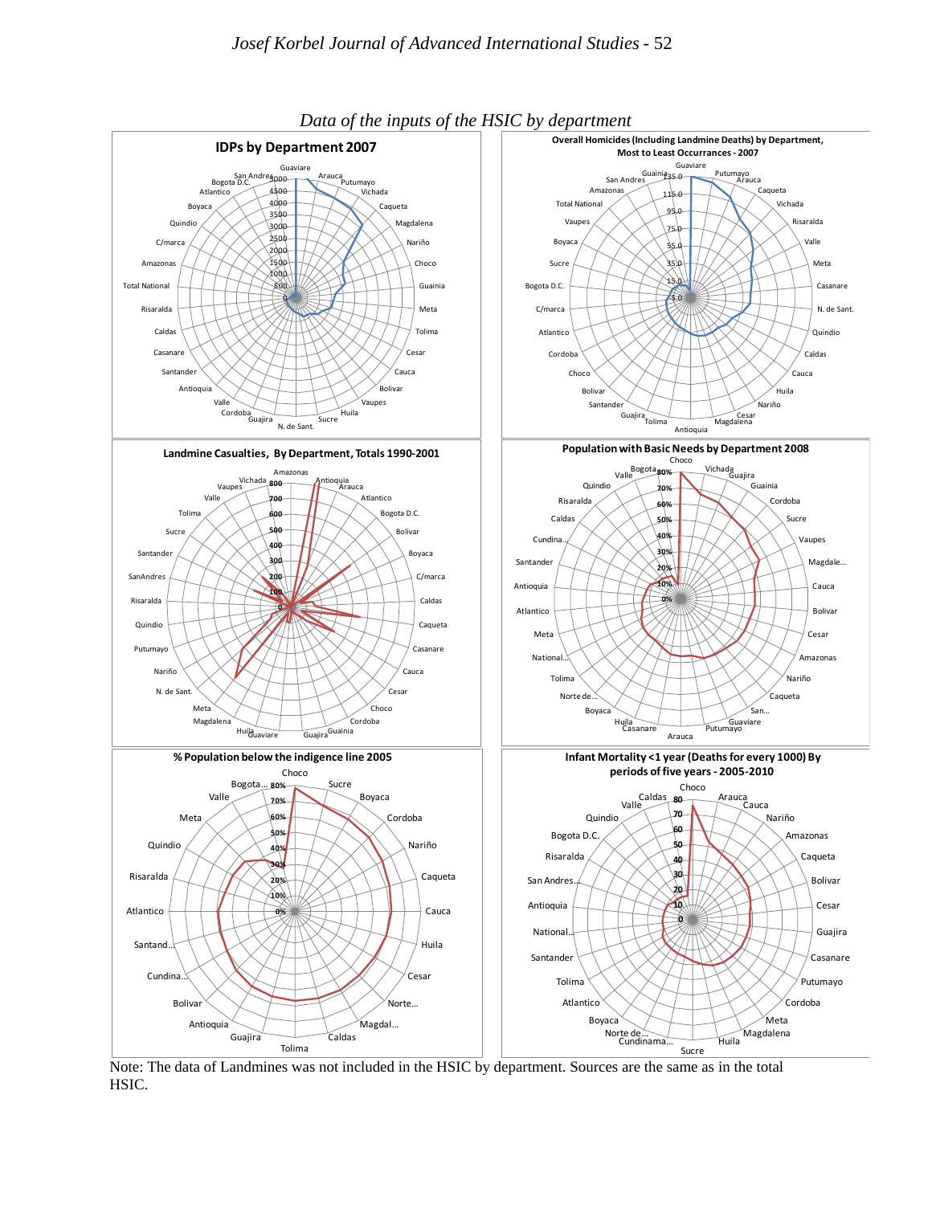*Data of the inputs of the HSIC by department*

**IDPs by Department 2007**

Guaviare, Arauca, Putumayo, Vichada, Caqueta, Magdalena, Nariño, Choco, Guainia, Meta, Tolima, Cesar, Cauca, Bolivar, Vaupes, Huila, Sucre, N. de Sant., Guajira, Cordoba, Valle, Antioquia, Santander, Casanare, Caldas, Risaralda, Total National, Amazonas, C/marca, Quindio, Boyaca, Atlantico, Bogota D.C., San Andres

0, 500, 1000, 1500, 2000, 2500, 3000, 3500, 4000, 4500, 5000

**Overall Homicides (Including Landmine Deaths) by Department, Most to Least Occurrances - 2007**

Guaviare, Putumayo, Arauca, Caqueta, Vichada, Risaralda, Valle, Meta, Casanare, N. de Sant., Quindio, Caldas, Cauca, Huila, Nariño, Cesar, Magdalena, Antioquia, Tolima, Guajira, Santander, Bolivar, Choco, Cordoba, Atlantico, C/marca, Bogota D.C., Sucre, Boyaca, Vaupes, Total National, Amazonas, San Andres, Guainia

-5.0, 15.0, 35.0, 55.0, 75.0, 95.0, 115.0, 135.0

**Landmine Casualties, By Department, Totals 1990-2001**

Amazonas, Antioquia, Arauca, Atlantico, Bogota D.C., Bolivar, Boyaca, C/marca, Caldas, Caqueta, Casanare, Cauca, Cesar, Choco, Cordoba, Guainia, Guajira, Guaviare, Huila, Magdalena, Meta, N. de Sant., Nariño, Putumayo, Quindio, Risaralda, SanAndres, Santander, Sucre, Tolima, Valle, Vaupes, Vichada

0, 100, 200, 300, 400, 500, 600, 700, 800

**Population with Basic Needs by Department 2008**

Choco, Vichada, Guajira, Guainia, Cordoba, Sucre, Vaupes, Magdale..., Cauca, Bolivar, Cesar, Amazonas, Nariño, Caqueta, San..., Guaviare, Putumayo, Arauca, Casanare, Huila, Boyaca, Norte de..., Tolima, National..., Meta, Atlantico, Antioquia, Santander, Cundina..., Caldas, Risaralda, Quindio, Valle, Bogota

0%, 10%, 20%, 30%, 40%, 50%, 60%, 70%, 80%

**% Population below the indigence line 2005**

Choco, Sucre, Boyaca, Cordoba, Nariño, Caqueta, Cauca, Huila, Cesar, Norte..., Magdal..., Caldas, Tolima, Guajira, Antioquia, Bolivar, Cundina..., Santand..., Atlantico, Risaralda, Quindio, Meta, Valle, Bogota...

0%, 10%, 20%, 30%, 40%, 50%, 60%, 70%, 80%

**Infant Mortality <1 year (Deaths for every 1000) By periods of five years - 2005-2010**

Choco, Arauca, Cauca, Nariño, Amazonas, Caqueta, Bolivar, Cesar, Guajira, Casanare, Putumayo, Cordoba, Meta, Magdalena, Huila, Sucre, Cundinama..., Norte de..., Boyaca, Atlantico, Tolima, Santander, National..., Antioquia, San Andres..., Risaralda, Bogota D.C., Quindio, Valle, Caldas

0, 10, 20, 30, 40, 50, 60, 70, 80

Note: The data of Landmines was not included in the HSIC by department. Sources are the same as in the total HSIC.